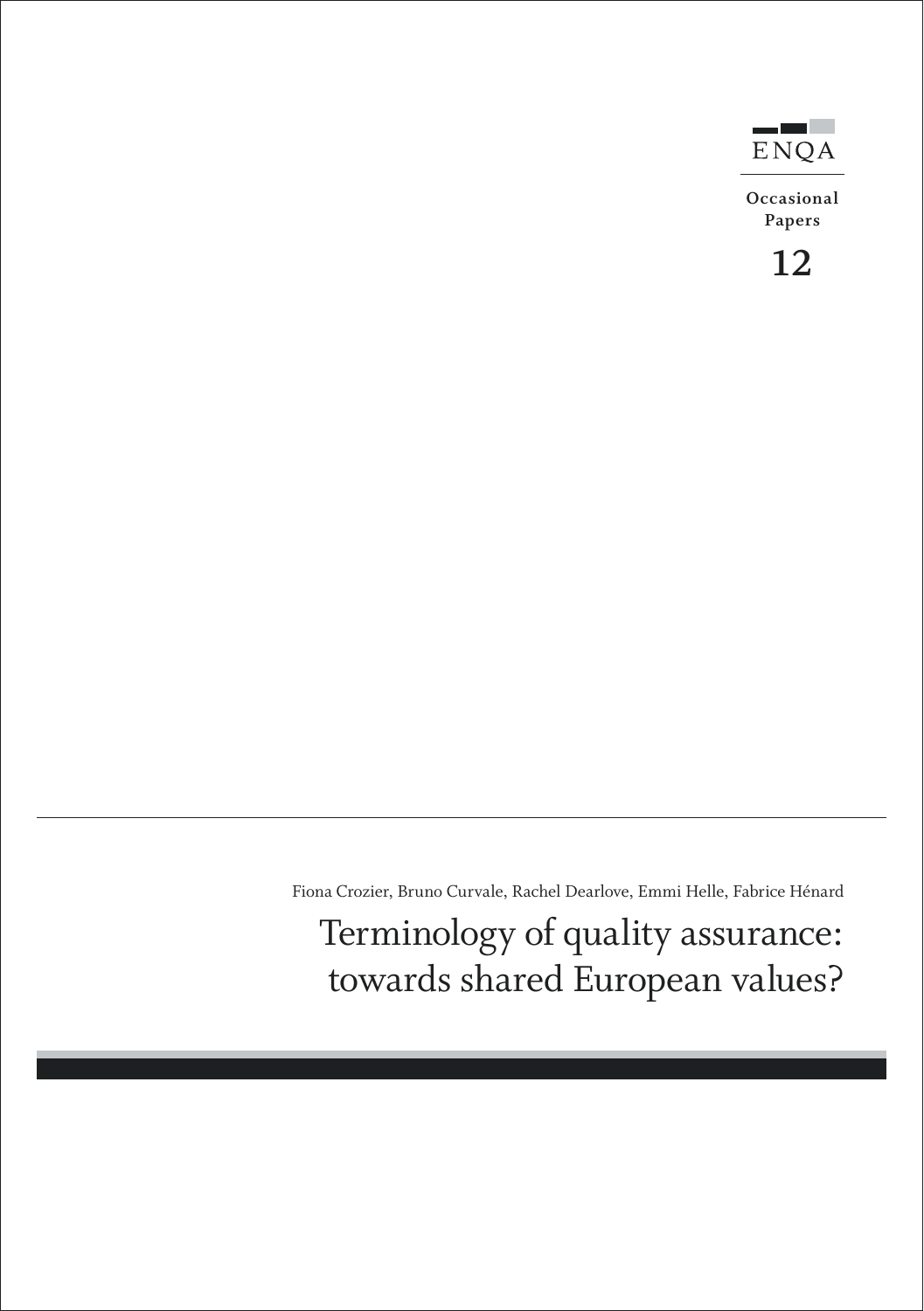ENQA

Occasional Papers

12

Fiona Crozier, Bruno Curvale, Rachel Dearlove, Emmi Helle, Fabrice Hénard

# Terminology of quality assurance: towards shared European values?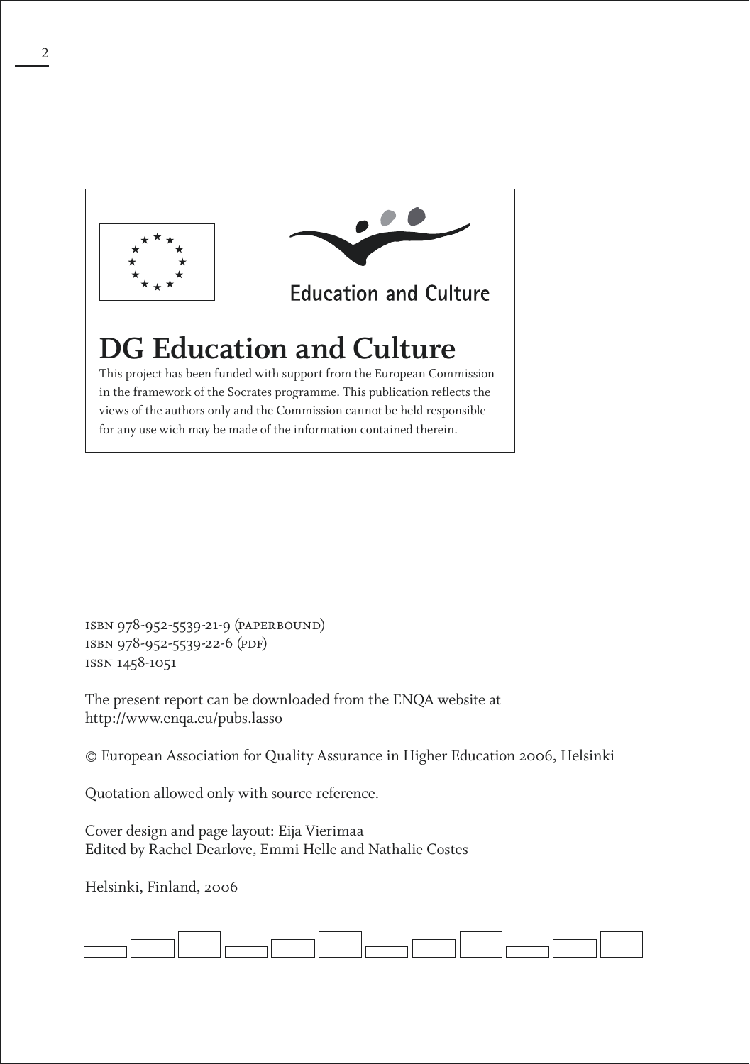Education and Culture

## DG Education and Culture

This project has been funded with support from the European Commission in the framework of the Socrates programme. This publication reflects the views of the authors only and the Commission cannot be held responsible for any use wich may be made of the information contained therein.

ISBN 978-952-5539-21-9 (paperbound)
ISBN 978-952-5539-22-6 (pdf)
ISSN 1458-1051

The present report can be downloaded from the ENQA website at
http://www.enqa.eu/pubs.lasso

© European Association for Quality Assurance in Higher Education 2006, Helsinki

Quotation allowed only with source reference.

Cover design and page layout: Eija Vierimaa
Edited by Rachel Dearlove, Emmi Helle and Nathalie Costes

Helsinki, Finland, 2006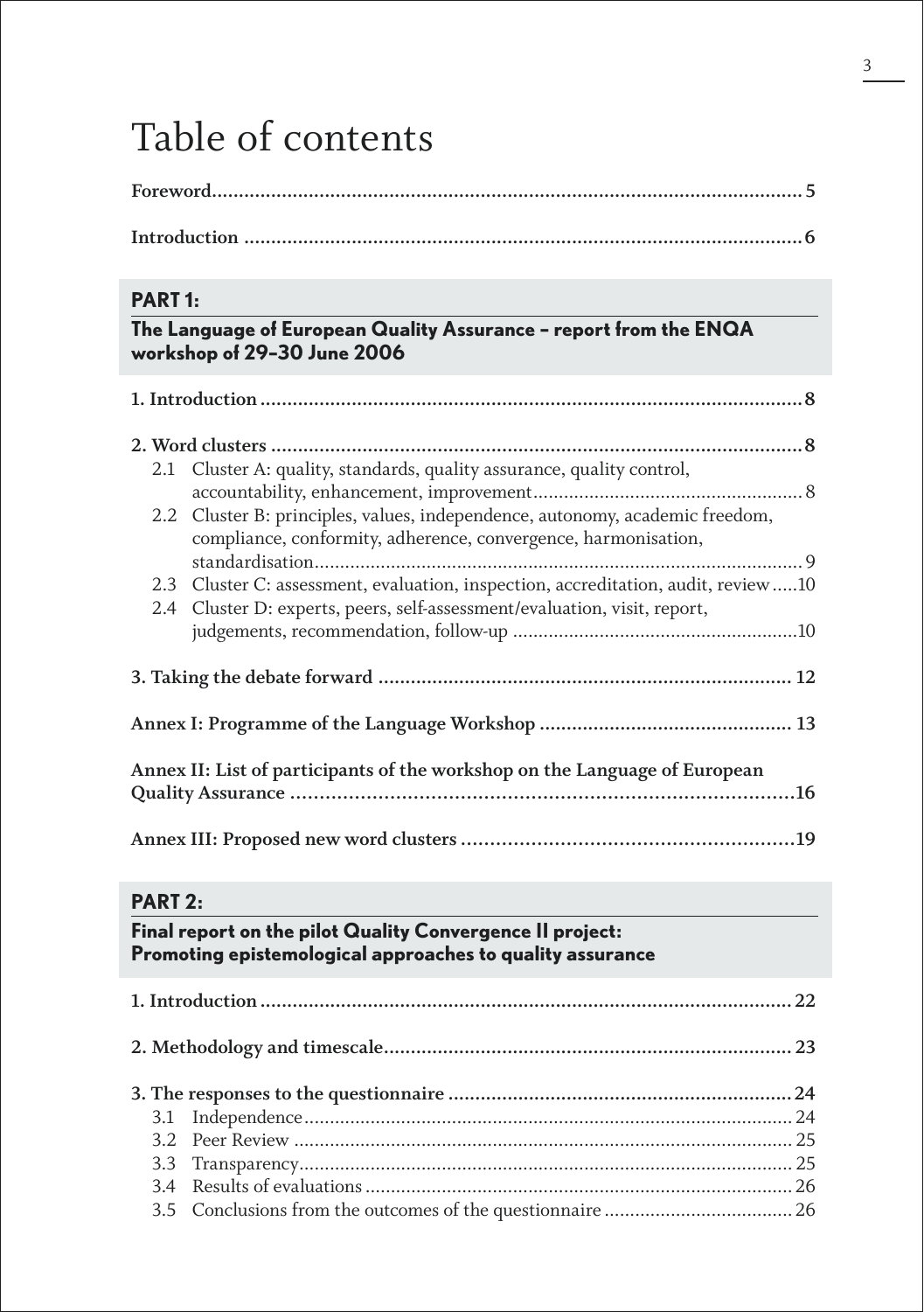# Table of contents

**Foreword** ........ 5

**Introduction** ........ 6

## PART 1:

## The Language of European Quality Assurance – report from the ENQA workshop of 29–30 June 2006

**1. Introduction** ........ 8

**2. Word clusters** ........ 8

- 2.1 Cluster A: quality, standards, quality assurance, quality control, accountability, enhancement, improvement ........ 8
- 2.2 Cluster B: principles, values, independence, autonomy, academic freedom, compliance, conformity, adherence, convergence, harmonisation, standardisation ........ 9
- 2.3 Cluster C: assessment, evaluation, inspection, accreditation, audit, review ........ 10
- 2.4 Cluster D: experts, peers, self-assessment/evaluation, visit, report, judgements, recommendation, follow-up ........ 10

**3. Taking the debate forward** ........ 12

**Annex I: Programme of the Language Workshop** ........ 13

**Annex II: List of participants of the workshop on the Language of European Quality Assurance** ........ 16

**Annex III: Proposed new word clusters** ........ 19

## PART 2:

## Final report on the pilot Quality Convergence II project: Promoting epistemological approaches to quality assurance

**1. Introduction** ........ 22

**2. Methodology and timescale** ........ 23

**3. The responses to the questionnaire** ........ 24

- 3.1 Independence ........ 24
- 3.2 Peer Review ........ 25
- 3.3 Transparency ........ 25
- 3.4 Results of evaluations ........ 26
- 3.5 Conclusions from the outcomes of the questionnaire ........ 26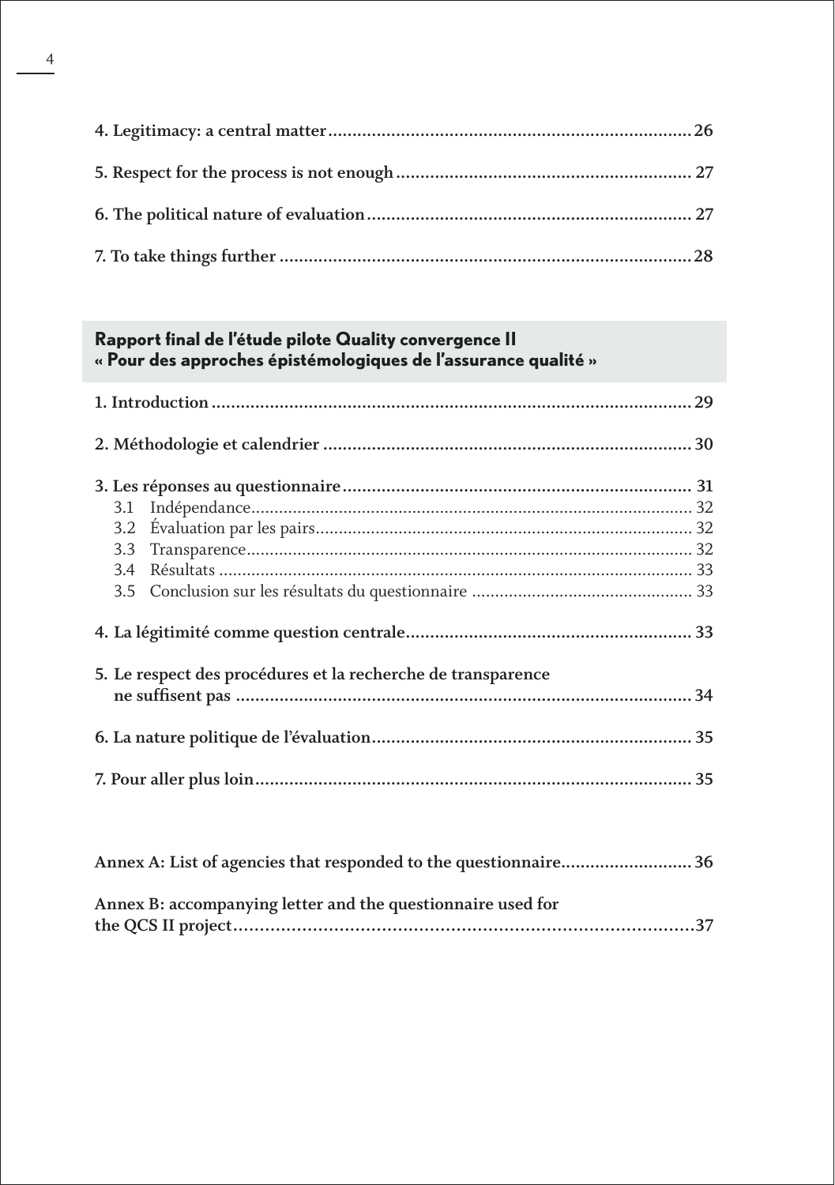4. Legitimacy: a central matter .......... 26

5. Respect for the process is not enough .......... 27

6. The political nature of evaluation .......... 27

7. To take things further .......... 28

## Rapport final de l'étude pilote Quality convergence II « Pour des approches épistémologiques de l'assurance qualité »

1. Introduction .......... 29

2. Méthodologie et calendrier .......... 30

3. Les réponses au questionnaire .......... 31
   - 3.1 Indépendance .......... 32
   - 3.2 Évaluation par les pairs .......... 32
   - 3.3 Transparence .......... 32
   - 3.4 Résultats .......... 33
   - 3.5 Conclusion sur les résultats du questionnaire .......... 33

4. La légitimité comme question centrale .......... 33

5. Le respect des procédures et la recherche de transparence ne suffisent pas .......... 34

6. La nature politique de l'évaluation .......... 35

7. Pour aller plus loin .......... 35

Annex A: List of agencies that responded to the questionnaire .......... 36

Annex B: accompanying letter and the questionnaire used for the QCS II project .......... 37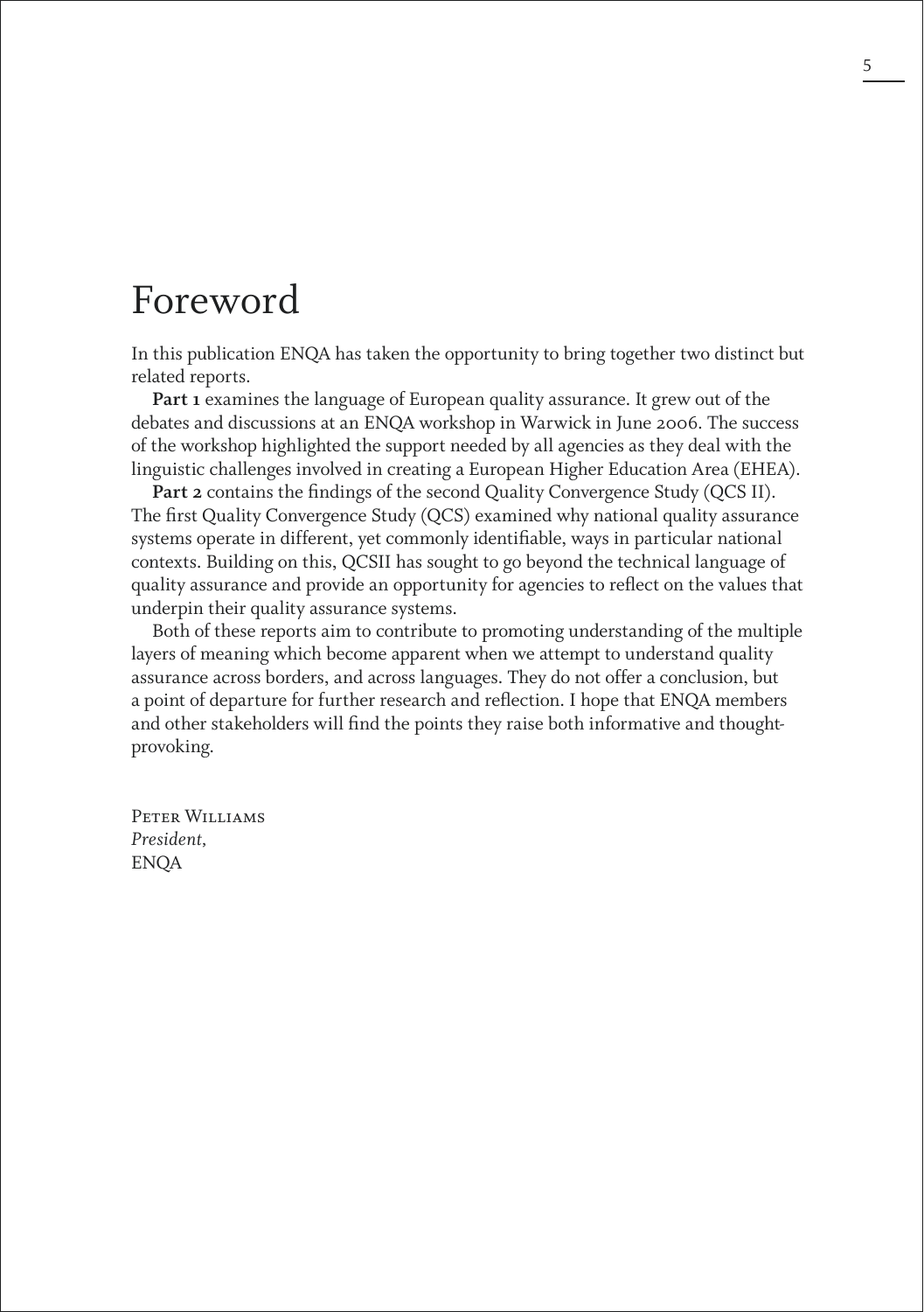# Foreword

In this publication ENQA has taken the opportunity to bring together two distinct but related reports.

**Part 1** examines the language of European quality assurance. It grew out of the debates and discussions at an ENQA workshop in Warwick in June 2006. The success of the workshop highlighted the support needed by all agencies as they deal with the linguistic challenges involved in creating a European Higher Education Area (EHEA).

**Part 2** contains the findings of the second Quality Convergence Study (QCS II). The first Quality Convergence Study (QCS) examined why national quality assurance systems operate in different, yet commonly identifiable, ways in particular national contexts. Building on this, QCSII has sought to go beyond the technical language of quality assurance and provide an opportunity for agencies to reflect on the values that underpin their quality assurance systems.

Both of these reports aim to contribute to promoting understanding of the multiple layers of meaning which become apparent when we attempt to understand quality assurance across borders, and across languages. They do not offer a conclusion, but a point of departure for further research and reflection. I hope that ENQA members and other stakeholders will find the points they raise both informative and thought-provoking.

Peter Williams
*President,*
ENQA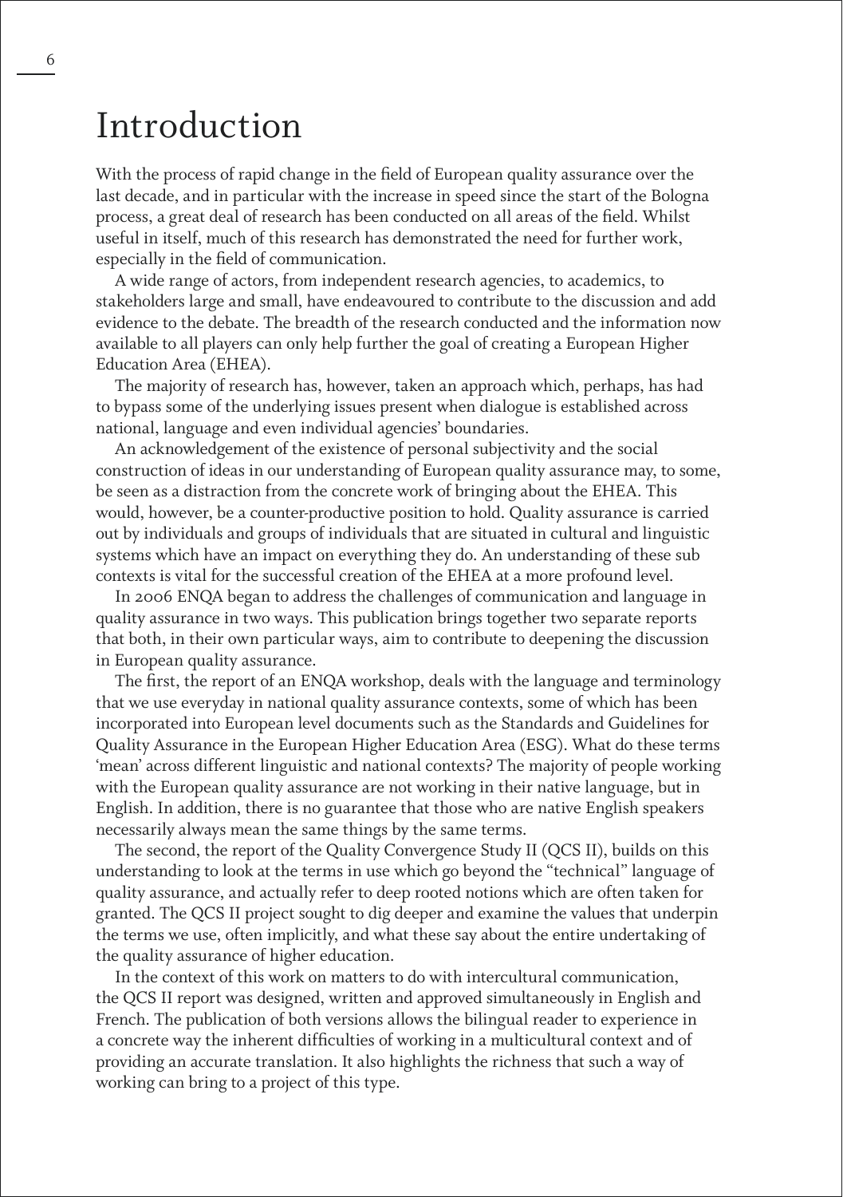# Introduction

With the process of rapid change in the field of European quality assurance over the last decade, and in particular with the increase in speed since the start of the Bologna process, a great deal of research has been conducted on all areas of the field. Whilst useful in itself, much of this research has demonstrated the need for further work, especially in the field of communication.

A wide range of actors, from independent research agencies, to academics, to stakeholders large and small, have endeavoured to contribute to the discussion and add evidence to the debate. The breadth of the research conducted and the information now available to all players can only help further the goal of creating a European Higher Education Area (EHEA).

The majority of research has, however, taken an approach which, perhaps, has had to bypass some of the underlying issues present when dialogue is established across national, language and even individual agencies' boundaries.

An acknowledgement of the existence of personal subjectivity and the social construction of ideas in our understanding of European quality assurance may, to some, be seen as a distraction from the concrete work of bringing about the EHEA. This would, however, be a counter-productive position to hold. Quality assurance is carried out by individuals and groups of individuals that are situated in cultural and linguistic systems which have an impact on everything they do. An understanding of these sub contexts is vital for the successful creation of the EHEA at a more profound level.

In 2006 ENQA began to address the challenges of communication and language in quality assurance in two ways. This publication brings together two separate reports that both, in their own particular ways, aim to contribute to deepening the discussion in European quality assurance.

The first, the report of an ENQA workshop, deals with the language and terminology that we use everyday in national quality assurance contexts, some of which has been incorporated into European level documents such as the Standards and Guidelines for Quality Assurance in the European Higher Education Area (ESG). What do these terms 'mean' across different linguistic and national contexts? The majority of people working with the European quality assurance are not working in their native language, but in English. In addition, there is no guarantee that those who are native English speakers necessarily always mean the same things by the same terms.

The second, the report of the Quality Convergence Study II (QCS II), builds on this understanding to look at the terms in use which go beyond the "technical" language of quality assurance, and actually refer to deep rooted notions which are often taken for granted. The QCS II project sought to dig deeper and examine the values that underpin the terms we use, often implicitly, and what these say about the entire undertaking of the quality assurance of higher education.

In the context of this work on matters to do with intercultural communication, the QCS II report was designed, written and approved simultaneously in English and French. The publication of both versions allows the bilingual reader to experience in a concrete way the inherent difficulties of working in a multicultural context and of providing an accurate translation. It also highlights the richness that such a way of working can bring to a project of this type.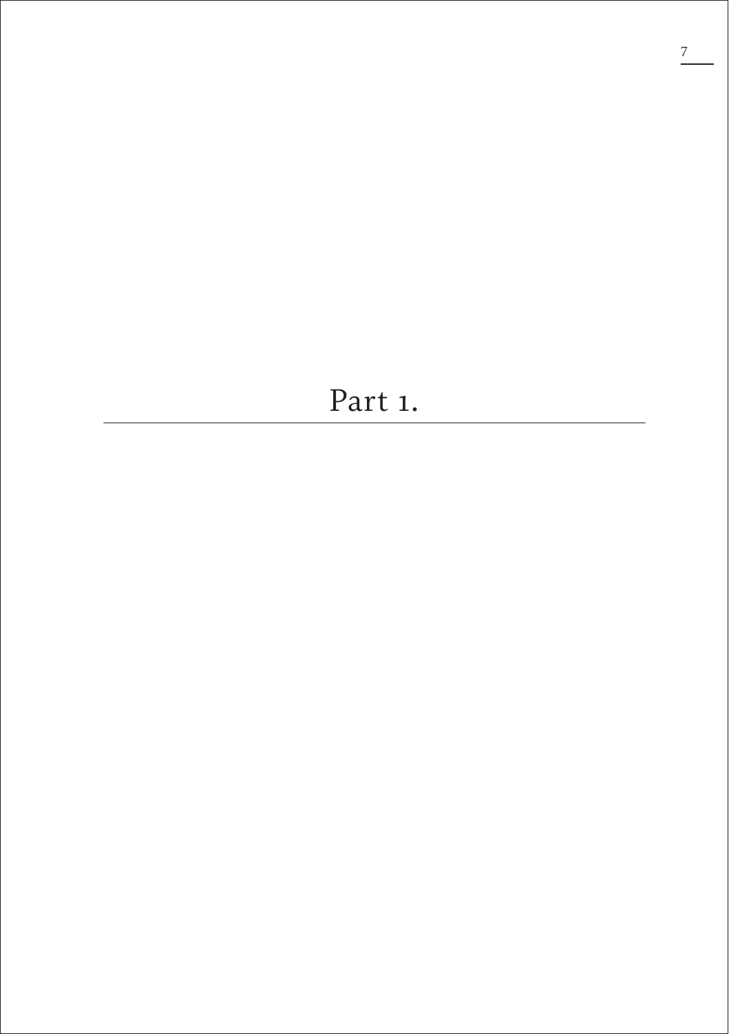# Part 1.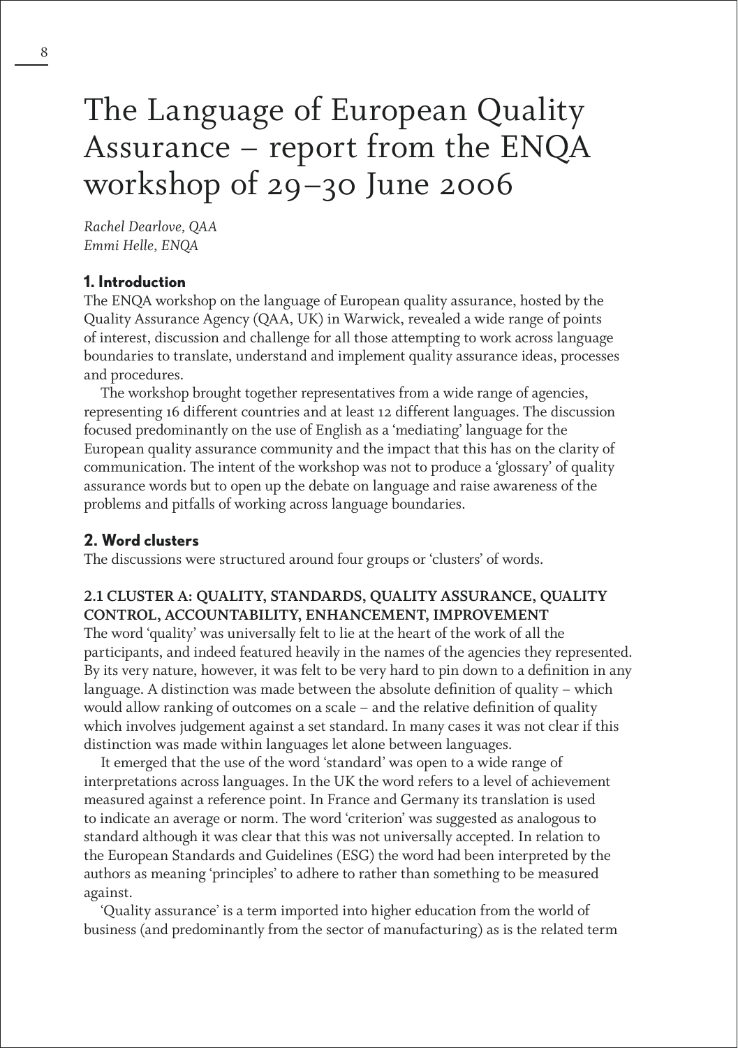# The Language of European Quality Assurance – report from the ENQA workshop of 29–30 June 2006

*Rachel Dearlove, QAA*
*Emmi Helle, ENQA*

## 1. Introduction

The ENQA workshop on the language of European quality assurance, hosted by the Quality Assurance Agency (QAA, UK) in Warwick, revealed a wide range of points of interest, discussion and challenge for all those attempting to work across language boundaries to translate, understand and implement quality assurance ideas, processes and procedures.

The workshop brought together representatives from a wide range of agencies, representing 16 different countries and at least 12 different languages. The discussion focused predominantly on the use of English as a 'mediating' language for the European quality assurance community and the impact that this has on the clarity of communication. The intent of the workshop was not to produce a 'glossary' of quality assurance words but to open up the debate on language and raise awareness of the problems and pitfalls of working across language boundaries.

## 2. Word clusters

The discussions were structured around four groups or 'clusters' of words.

### 2.1 CLUSTER A: QUALITY, STANDARDS, QUALITY ASSURANCE, QUALITY CONTROL, ACCOUNTABILITY, ENHANCEMENT, IMPROVEMENT

The word 'quality' was universally felt to lie at the heart of the work of all the participants, and indeed featured heavily in the names of the agencies they represented. By its very nature, however, it was felt to be very hard to pin down to a definition in any language. A distinction was made between the absolute definition of quality – which would allow ranking of outcomes on a scale – and the relative definition of quality which involves judgement against a set standard. In many cases it was not clear if this distinction was made within languages let alone between languages.

It emerged that the use of the word 'standard' was open to a wide range of interpretations across languages. In the UK the word refers to a level of achievement measured against a reference point. In France and Germany its translation is used to indicate an average or norm. The word 'criterion' was suggested as analogous to standard although it was clear that this was not universally accepted. In relation to the European Standards and Guidelines (ESG) the word had been interpreted by the authors as meaning 'principles' to adhere to rather than something to be measured against.

'Quality assurance' is a term imported into higher education from the world of business (and predominantly from the sector of manufacturing) as is the related term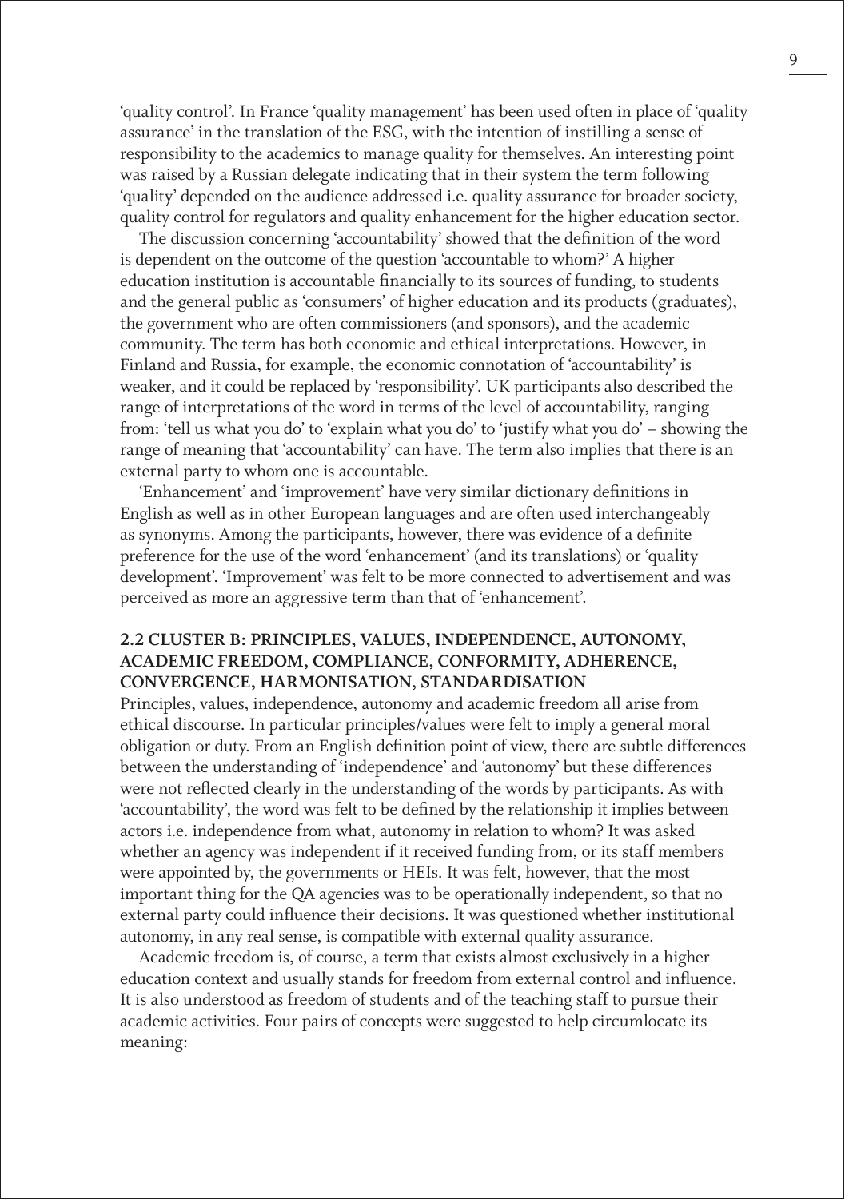'quality control'. In France 'quality management' has been used often in place of 'quality assurance' in the translation of the ESG, with the intention of instilling a sense of responsibility to the academics to manage quality for themselves. An interesting point was raised by a Russian delegate indicating that in their system the term following 'quality' depended on the audience addressed i.e. quality assurance for broader society, quality control for regulators and quality enhancement for the higher education sector.

The discussion concerning 'accountability' showed that the definition of the word is dependent on the outcome of the question 'accountable to whom?' A higher education institution is accountable financially to its sources of funding, to students and the general public as 'consumers' of higher education and its products (graduates), the government who are often commissioners (and sponsors), and the academic community. The term has both economic and ethical interpretations. However, in Finland and Russia, for example, the economic connotation of 'accountability' is weaker, and it could be replaced by 'responsibility'. UK participants also described the range of interpretations of the word in terms of the level of accountability, ranging from: 'tell us what you do' to 'explain what you do' to 'justify what you do' – showing the range of meaning that 'accountability' can have. The term also implies that there is an external party to whom one is accountable.

'Enhancement' and 'improvement' have very similar dictionary definitions in English as well as in other European languages and are often used interchangeably as synonyms. Among the participants, however, there was evidence of a definite preference for the use of the word 'enhancement' (and its translations) or 'quality development'. 'Improvement' was felt to be more connected to advertisement and was perceived as more an aggressive term than that of 'enhancement'.

## 2.2 CLUSTER B: PRINCIPLES, VALUES, INDEPENDENCE, AUTONOMY, ACADEMIC FREEDOM, COMPLIANCE, CONFORMITY, ADHERENCE, CONVERGENCE, HARMONISATION, STANDARDISATION

Principles, values, independence, autonomy and academic freedom all arise from ethical discourse. In particular principles/values were felt to imply a general moral obligation or duty. From an English definition point of view, there are subtle differences between the understanding of 'independence' and 'autonomy' but these differences were not reflected clearly in the understanding of the words by participants. As with 'accountability', the word was felt to be defined by the relationship it implies between actors i.e. independence from what, autonomy in relation to whom? It was asked whether an agency was independent if it received funding from, or its staff members were appointed by, the governments or HEIs. It was felt, however, that the most important thing for the QA agencies was to be operationally independent, so that no external party could influence their decisions. It was questioned whether institutional autonomy, in any real sense, is compatible with external quality assurance.

Academic freedom is, of course, a term that exists almost exclusively in a higher education context and usually stands for freedom from external control and influence. It is also understood as freedom of students and of the teaching staff to pursue their academic activities. Four pairs of concepts were suggested to help circumlocate its meaning: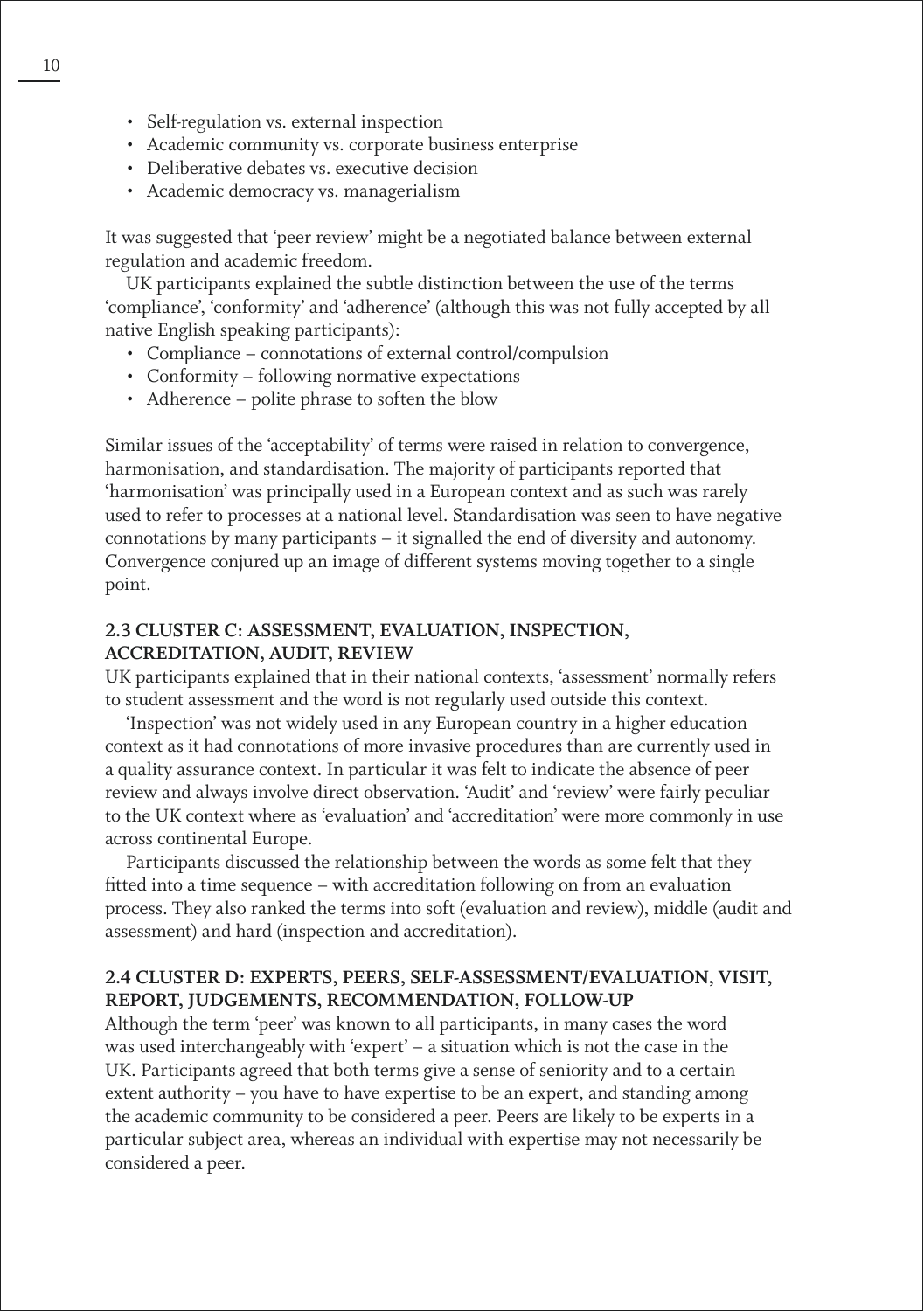- Self-regulation vs. external inspection
- Academic community vs. corporate business enterprise
- Deliberative debates vs. executive decision
- Academic democracy vs. managerialism

It was suggested that 'peer review' might be a negotiated balance between external regulation and academic freedom.

UK participants explained the subtle distinction between the use of the terms 'compliance', 'conformity' and 'adherence' (although this was not fully accepted by all native English speaking participants):

- Compliance – connotations of external control/compulsion
- Conformity – following normative expectations
- Adherence – polite phrase to soften the blow

Similar issues of the 'acceptability' of terms were raised in relation to convergence, harmonisation, and standardisation. The majority of participants reported that 'harmonisation' was principally used in a European context and as such was rarely used to refer to processes at a national level. Standardisation was seen to have negative connotations by many participants – it signalled the end of diversity and autonomy. Convergence conjured up an image of different systems moving together to a single point.

### 2.3 CLUSTER C: ASSESSMENT, EVALUATION, INSPECTION, ACCREDITATION, AUDIT, REVIEW

UK participants explained that in their national contexts, 'assessment' normally refers to student assessment and the word is not regularly used outside this context.

'Inspection' was not widely used in any European country in a higher education context as it had connotations of more invasive procedures than are currently used in a quality assurance context. In particular it was felt to indicate the absence of peer review and always involve direct observation. 'Audit' and 'review' were fairly peculiar to the UK context where as 'evaluation' and 'accreditation' were more commonly in use across continental Europe.

Participants discussed the relationship between the words as some felt that they fitted into a time sequence – with accreditation following on from an evaluation process. They also ranked the terms into soft (evaluation and review), middle (audit and assessment) and hard (inspection and accreditation).

### 2.4 CLUSTER D: EXPERTS, PEERS, SELF-ASSESSMENT/EVALUATION, VISIT, REPORT, JUDGEMENTS, RECOMMENDATION, FOLLOW-UP

Although the term 'peer' was known to all participants, in many cases the word was used interchangeably with 'expert' – a situation which is not the case in the UK. Participants agreed that both terms give a sense of seniority and to a certain extent authority – you have to have expertise to be an expert, and standing among the academic community to be considered a peer. Peers are likely to be experts in a particular subject area, whereas an individual with expertise may not necessarily be considered a peer.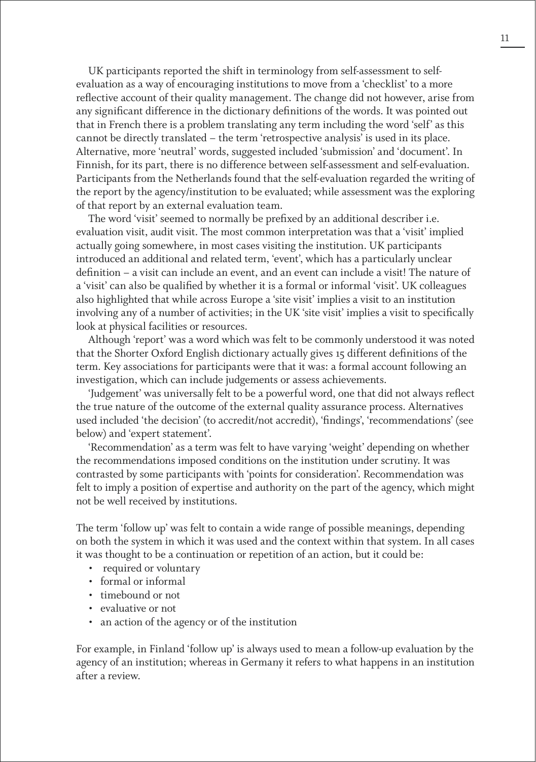UK participants reported the shift in terminology from self-assessment to self-evaluation as a way of encouraging institutions to move from a 'checklist' to a more reflective account of their quality management. The change did not however, arise from any significant difference in the dictionary definitions of the words. It was pointed out that in French there is a problem translating any term including the word 'self' as this cannot be directly translated – the term 'retrospective analysis' is used in its place. Alternative, more 'neutral' words, suggested included 'submission' and 'document'. In Finnish, for its part, there is no difference between self-assessment and self-evaluation. Participants from the Netherlands found that the self-evaluation regarded the writing of the report by the agency/institution to be evaluated; while assessment was the exploring of that report by an external evaluation team.

The word 'visit' seemed to normally be prefixed by an additional describer i.e. evaluation visit, audit visit. The most common interpretation was that a 'visit' implied actually going somewhere, in most cases visiting the institution. UK participants introduced an additional and related term, 'event', which has a particularly unclear definition – a visit can include an event, and an event can include a visit! The nature of a 'visit' can also be qualified by whether it is a formal or informal 'visit'. UK colleagues also highlighted that while across Europe a 'site visit' implies a visit to an institution involving any of a number of activities; in the UK 'site visit' implies a visit to specifically look at physical facilities or resources.

Although 'report' was a word which was felt to be commonly understood it was noted that the Shorter Oxford English dictionary actually gives 15 different definitions of the term. Key associations for participants were that it was: a formal account following an investigation, which can include judgements or assess achievements.

'Judgement' was universally felt to be a powerful word, one that did not always reflect the true nature of the outcome of the external quality assurance process. Alternatives used included 'the decision' (to accredit/not accredit), 'findings', 'recommendations' (see below) and 'expert statement'.

'Recommendation' as a term was felt to have varying 'weight' depending on whether the recommendations imposed conditions on the institution under scrutiny. It was contrasted by some participants with 'points for consideration'. Recommendation was felt to imply a position of expertise and authority on the part of the agency, which might not be well received by institutions.

The term 'follow up' was felt to contain a wide range of possible meanings, depending on both the system in which it was used and the context within that system. In all cases it was thought to be a continuation or repetition of an action, but it could be:

- required or voluntary
- formal or informal
- timebound or not
- evaluative or not
- an action of the agency or of the institution

For example, in Finland 'follow up' is always used to mean a follow-up evaluation by the agency of an institution; whereas in Germany it refers to what happens in an institution after a review.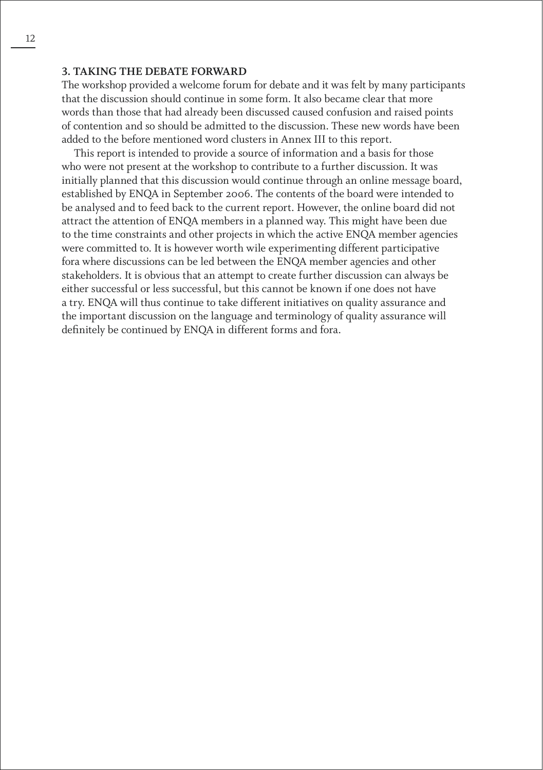### 3. TAKING THE DEBATE FORWARD

The workshop provided a welcome forum for debate and it was felt by many participants that the discussion should continue in some form. It also became clear that more words than those that had already been discussed caused confusion and raised points of contention and so should be admitted to the discussion. These new words have been added to the before mentioned word clusters in Annex III to this report.

This report is intended to provide a source of information and a basis for those who were not present at the workshop to contribute to a further discussion. It was initially planned that this discussion would continue through an online message board, established by ENQA in September 2006. The contents of the board were intended to be analysed and to feed back to the current report. However, the online board did not attract the attention of ENQA members in a planned way. This might have been due to the time constraints and other projects in which the active ENQA member agencies were committed to. It is however worth wile experimenting different participative fora where discussions can be led between the ENQA member agencies and other stakeholders. It is obvious that an attempt to create further discussion can always be either successful or less successful, but this cannot be known if one does not have a try. ENQA will thus continue to take different initiatives on quality assurance and the important discussion on the language and terminology of quality assurance will definitely be continued by ENQA in different forms and fora.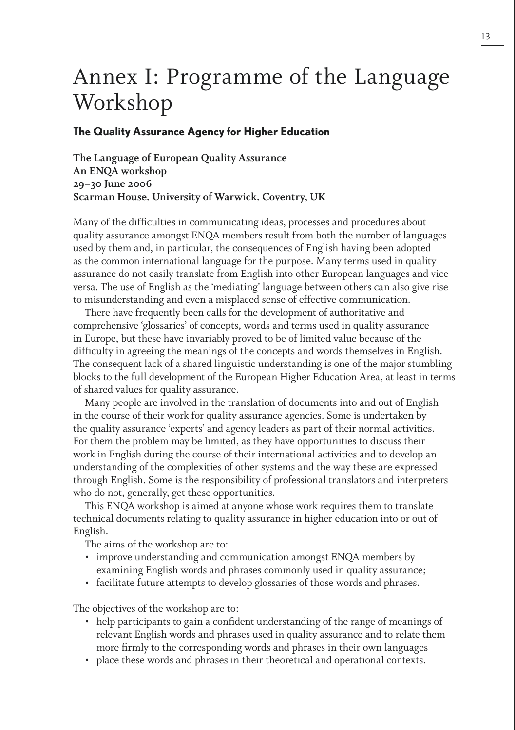# Annex I: Programme of the Language Workshop

**The Quality Assurance Agency for Higher Education**

**The Language of European Quality Assurance**
**An ENQA workshop**
**29–30 June 2006**
**Scarman House, University of Warwick, Coventry, UK**

Many of the difficulties in communicating ideas, processes and procedures about quality assurance amongst ENQA members result from both the number of languages used by them and, in particular, the consequences of English having been adopted as the common international language for the purpose. Many terms used in quality assurance do not easily translate from English into other European languages and vice versa. The use of English as the 'mediating' language between others can also give rise to misunderstanding and even a misplaced sense of effective communication.

There have frequently been calls for the development of authoritative and comprehensive 'glossaries' of concepts, words and terms used in quality assurance in Europe, but these have invariably proved to be of limited value because of the difficulty in agreeing the meanings of the concepts and words themselves in English. The consequent lack of a shared linguistic understanding is one of the major stumbling blocks to the full development of the European Higher Education Area, at least in terms of shared values for quality assurance.

Many people are involved in the translation of documents into and out of English in the course of their work for quality assurance agencies. Some is undertaken by the quality assurance 'experts' and agency leaders as part of their normal activities. For them the problem may be limited, as they have opportunities to discuss their work in English during the course of their international activities and to develop an understanding of the complexities of other systems and the way these are expressed through English. Some is the responsibility of professional translators and interpreters who do not, generally, get these opportunities.

This ENQA workshop is aimed at anyone whose work requires them to translate technical documents relating to quality assurance in higher education into or out of English.

The aims of the workshop are to:

- improve understanding and communication amongst ENQA members by examining English words and phrases commonly used in quality assurance;
- facilitate future attempts to develop glossaries of those words and phrases.

The objectives of the workshop are to:

- help participants to gain a confident understanding of the range of meanings of relevant English words and phrases used in quality assurance and to relate them more firmly to the corresponding words and phrases in their own languages
- place these words and phrases in their theoretical and operational contexts.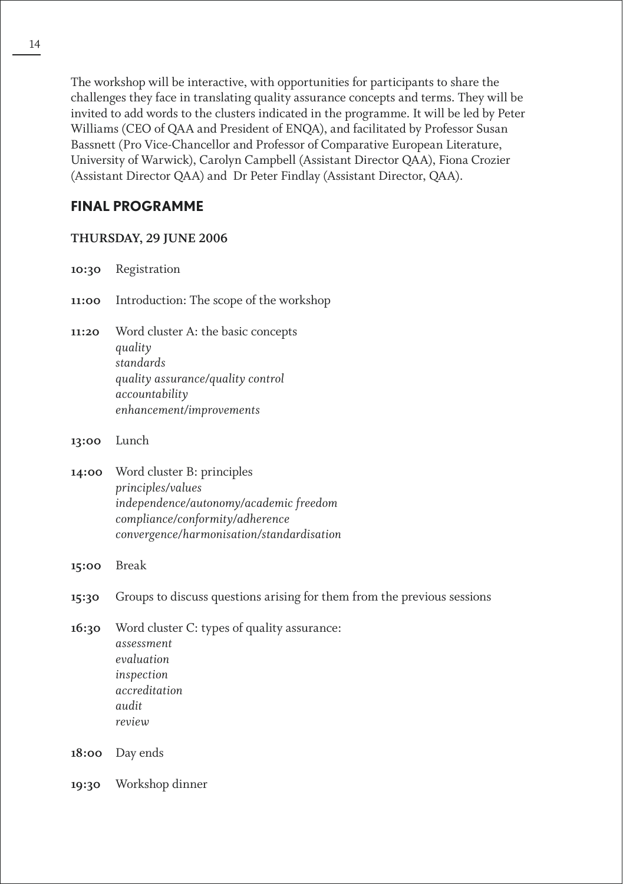The workshop will be interactive, with opportunities for participants to share the challenges they face in translating quality assurance concepts and terms. They will be invited to add words to the clusters indicated in the programme. It will be led by Peter Williams (CEO of QAA and President of ENQA), and facilitated by Professor Susan Bassnett (Pro Vice-Chancellor and Professor of Comparative European Literature, University of Warwick), Carolyn Campbell (Assistant Director QAA), Fiona Crozier (Assistant Director QAA) and Dr Peter Findlay (Assistant Director, QAA).

## FINAL PROGRAMME

### THURSDAY, 29 JUNE 2006

**10:30** Registration

**11:00** Introduction: The scope of the workshop

**11:20** Word cluster A: the basic concepts
*quality*
*standards*
*quality assurance/quality control*
*accountability*
*enhancement/improvements*

**13:00** Lunch

**14:00** Word cluster B: principles
*principles/values*
*independence/autonomy/academic freedom*
*compliance/conformity/adherence*
*convergence/harmonisation/standardisation*

**15:00** Break

**15:30** Groups to discuss questions arising for them from the previous sessions

**16:30** Word cluster C: types of quality assurance:
*assessment*
*evaluation*
*inspection*
*accreditation*
*audit*
*review*

**18:00** Day ends

**19:30** Workshop dinner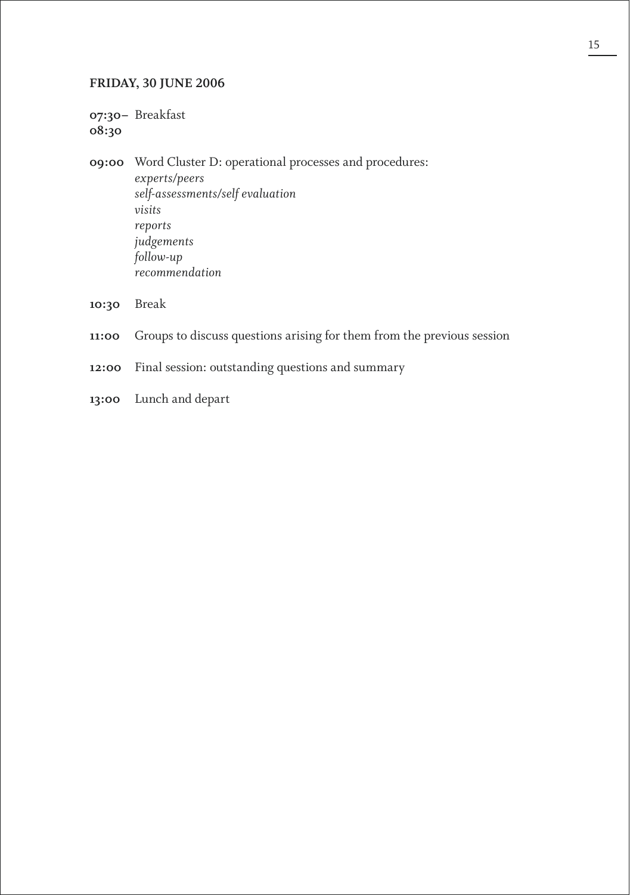## FRIDAY, 30 JUNE 2006

**07:30–08:30** Breakfast

**09:00** Word Cluster D: operational processes and procedures:
*experts/peers*
*self-assessments/self evaluation*
*visits*
*reports*
*judgements*
*follow-up*
*recommendation*

**10:30** Break

**11:00** Groups to discuss questions arising for them from the previous session

**12:00** Final session: outstanding questions and summary

**13:00** Lunch and depart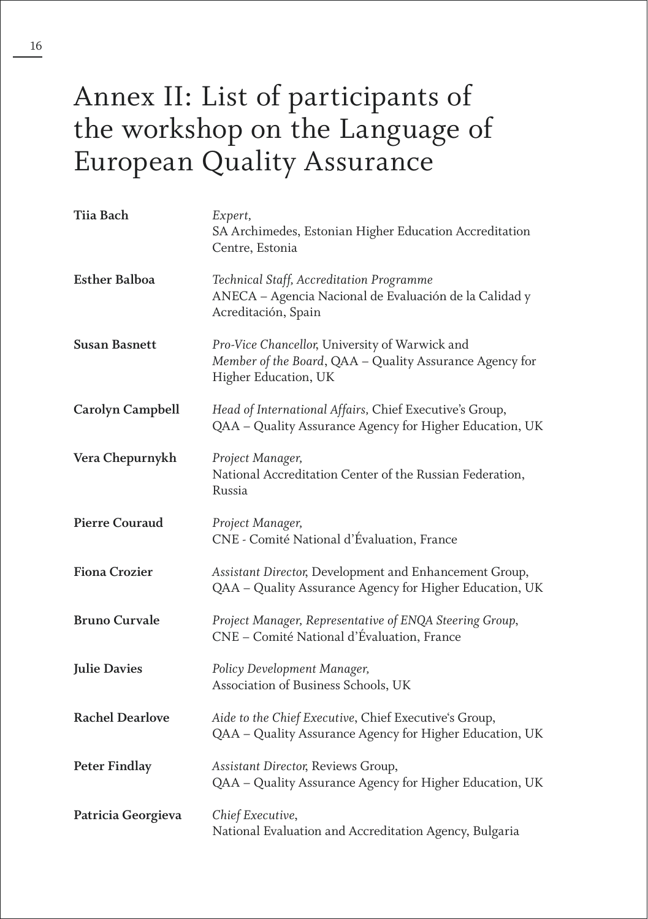# Annex II: List of participants of the workshop on the Language of European Quality Assurance

**Tiia Bach**
*Expert,*
SA Archimedes, Estonian Higher Education Accreditation Centre, Estonia

**Esther Balboa**
*Technical Staff, Accreditation Programme*
ANECA – Agencia Nacional de Evaluación de la Calidad y Acreditación, Spain

**Susan Basnett**
*Pro-Vice Chancellor,* University of Warwick and
*Member of the Board*, QAA – Quality Assurance Agency for Higher Education, UK

**Carolyn Campbell**
*Head of International Affairs,* Chief Executive's Group,
QAA – Quality Assurance Agency for Higher Education, UK

**Vera Chepurnykh**
*Project Manager,*
National Accreditation Center of the Russian Federation, Russia

**Pierre Couraud**
*Project Manager,*
CNE - Comité National d'Évaluation, France

**Fiona Crozier**
*Assistant Director,* Development and Enhancement Group,
QAA – Quality Assurance Agency for Higher Education, UK

**Bruno Curvale**
*Project Manager, Representative of ENQA Steering Group*,
CNE – Comité National d'Évaluation, France

**Julie Davies**
*Policy Development Manager,*
Association of Business Schools, UK

**Rachel Dearlove**
*Aide to the Chief Executive*, Chief Executive's Group,
QAA – Quality Assurance Agency for Higher Education, UK

**Peter Findlay**
*Assistant Director,* Reviews Group,
QAA – Quality Assurance Agency for Higher Education, UK

**Patricia Georgieva**
*Chief Executive*,
National Evaluation and Accreditation Agency, Bulgaria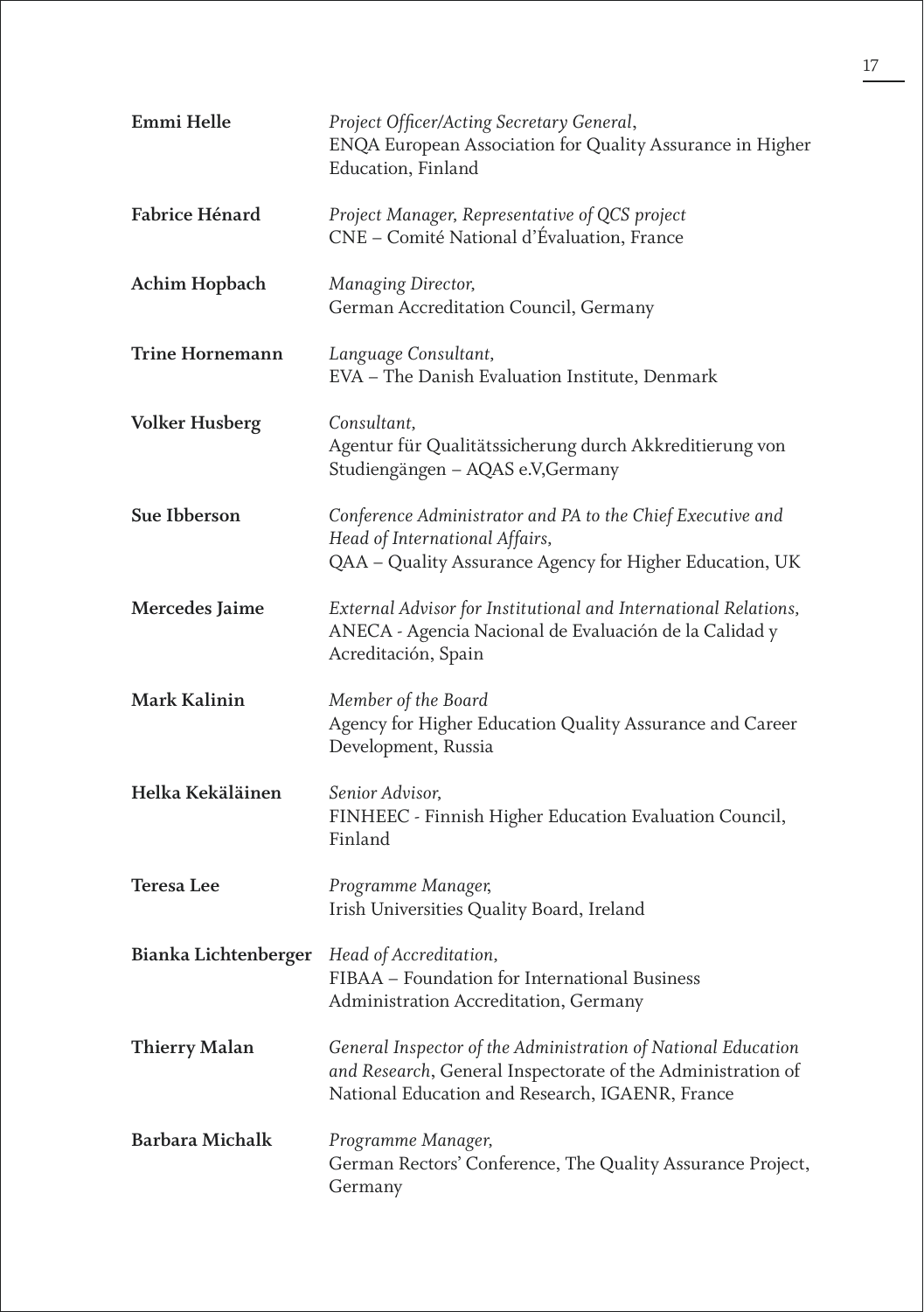**Emmi Helle**
*Project Officer/Acting Secretary General*,
ENQA European Association for Quality Assurance in Higher Education, Finland

**Fabrice Hénard**
*Project Manager, Representative of QCS project*
CNE – Comité National d'Évaluation, France

**Achim Hopbach**
*Managing Director,*
German Accreditation Council, Germany

**Trine Hornemann**
*Language Consultant,*
EVA – The Danish Evaluation Institute, Denmark

**Volker Husberg**
*Consultant,*
Agentur für Qualitätssicherung durch Akkreditierung von Studiengängen – AQAS e.V,Germany

**Sue Ibberson**
*Conference Administrator and PA to the Chief Executive and Head of International Affairs,*
QAA – Quality Assurance Agency for Higher Education, UK

**Mercedes Jaime**
*External Advisor for Institutional and International Relations,*
ANECA - Agencia Nacional de Evaluación de la Calidad y Acreditación, Spain

**Mark Kalinin**
*Member of the Board*
Agency for Higher Education Quality Assurance and Career Development, Russia

**Helka Kekäläinen**
*Senior Advisor,*
FINHEEC - Finnish Higher Education Evaluation Council, Finland

**Teresa Lee**
*Programme Manager,*
Irish Universities Quality Board, Ireland

**Bianka Lichtenberger**
*Head of Accreditation,*
FIBAA – Foundation for International Business Administration Accreditation, Germany

**Thierry Malan**
*General Inspector of the Administration of National Education and Research*, General Inspectorate of the Administration of National Education and Research, IGAENR, France

**Barbara Michalk**
*Programme Manager,*
German Rectors' Conference, The Quality Assurance Project, Germany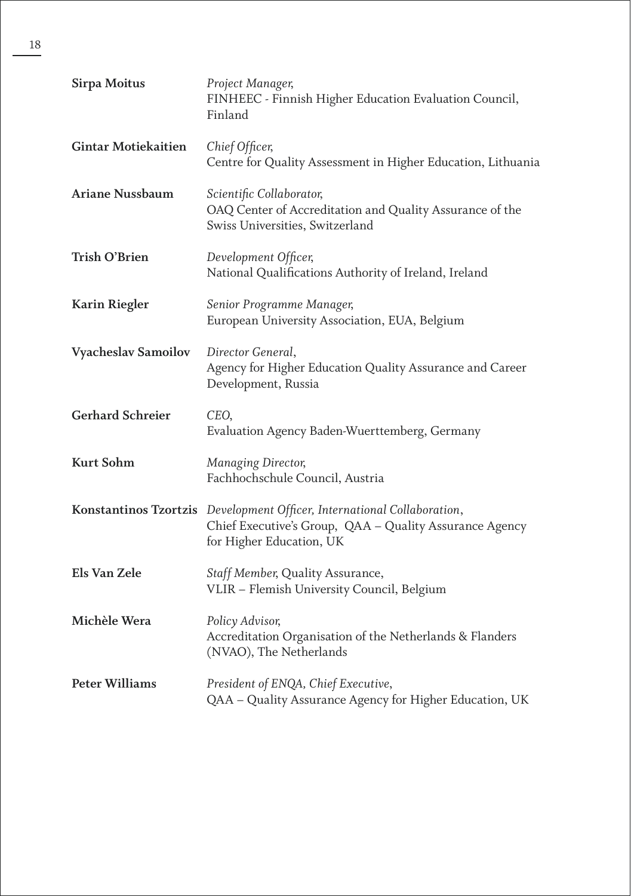**Sirpa Moitus** *Project Manager,*
FINHEEC - Finnish Higher Education Evaluation Council, Finland

**Gintar Motiekaitien** *Chief Officer,*
Centre for Quality Assessment in Higher Education, Lithuania

**Ariane Nussbaum** *Scientific Collaborator,*
OAQ Center of Accreditation and Quality Assurance of the Swiss Universities, Switzerland

**Trish O'Brien** *Development Officer,*
National Qualifications Authority of Ireland, Ireland

**Karin Riegler** *Senior Programme Manager,*
European University Association, EUA, Belgium

**Vyacheslav Samoilov** *Director General*,
Agency for Higher Education Quality Assurance and Career Development, Russia

**Gerhard Schreier** *CEO*,
Evaluation Agency Baden-Wuerttemberg, Germany

**Kurt Sohm** *Managing Director,*
Fachhochschule Council, Austria

**Konstantinos Tzortzis** *Development Officer, International Collaboration*,
Chief Executive's Group, QAA – Quality Assurance Agency for Higher Education, UK

**Els Van Zele** *Staff Member,* Quality Assurance,
VLIR – Flemish University Council, Belgium

**Michèle Wera** *Policy Advisor,*
Accreditation Organisation of the Netherlands & Flanders (NVAO), The Netherlands

**Peter Williams** *President of ENQA, Chief Executive*,
QAA – Quality Assurance Agency for Higher Education, UK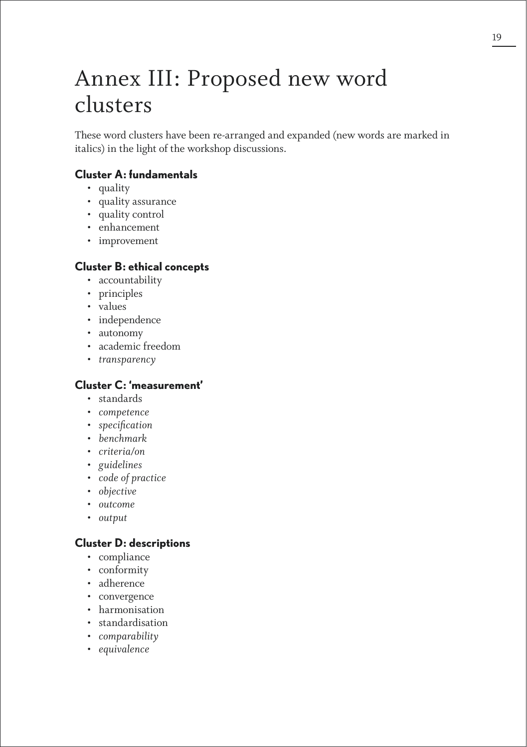# Annex III: Proposed new word clusters

These word clusters have been re-arranged and expanded (new words are marked in italics) in the light of the workshop discussions.

### Cluster A: fundamentals

- quality
- quality assurance
- quality control
- enhancement
- improvement

### Cluster B: ethical concepts

- accountability
- principles
- values
- independence
- autonomy
- academic freedom
- *transparency*

### Cluster C: 'measurement'

- standards
- *competence*
- *specification*
- *benchmark*
- *criteria/on*
- *guidelines*
- *code of practice*
- *objective*
- *outcome*
- *output*

### Cluster D: descriptions

- compliance
- conformity
- adherence
- convergence
- harmonisation
- standardisation
- *comparability*
- *equivalence*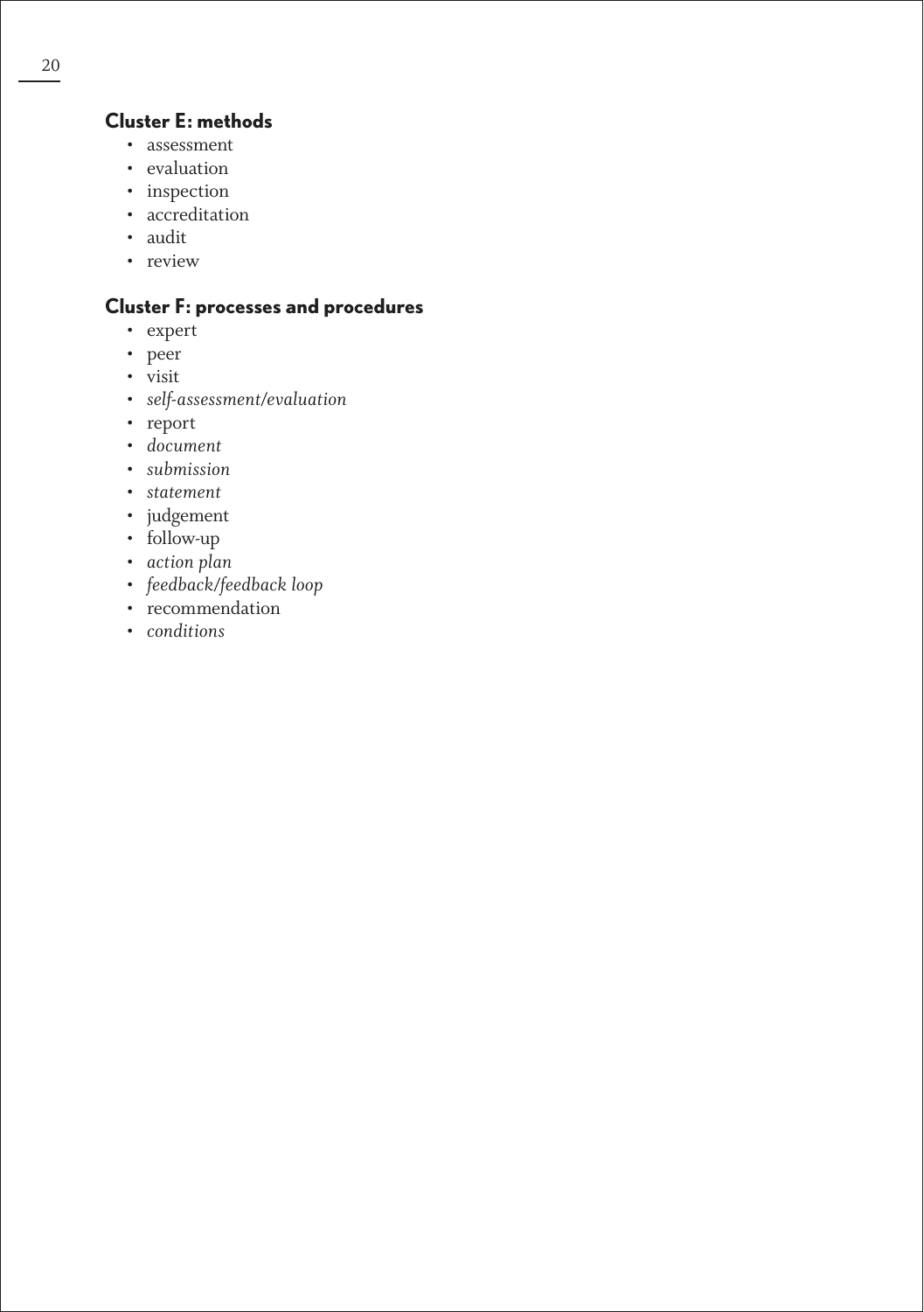### Cluster E: methods

- assessment
- evaluation
- inspection
- accreditation
- audit
- review

### Cluster F: processes and procedures

- expert
- peer
- visit
- *self-assessment/evaluation*
- report
- *document*
- *submission*
- *statement*
- judgement
- follow-up
- *action plan*
- *feedback/feedback loop*
- recommendation
- *conditions*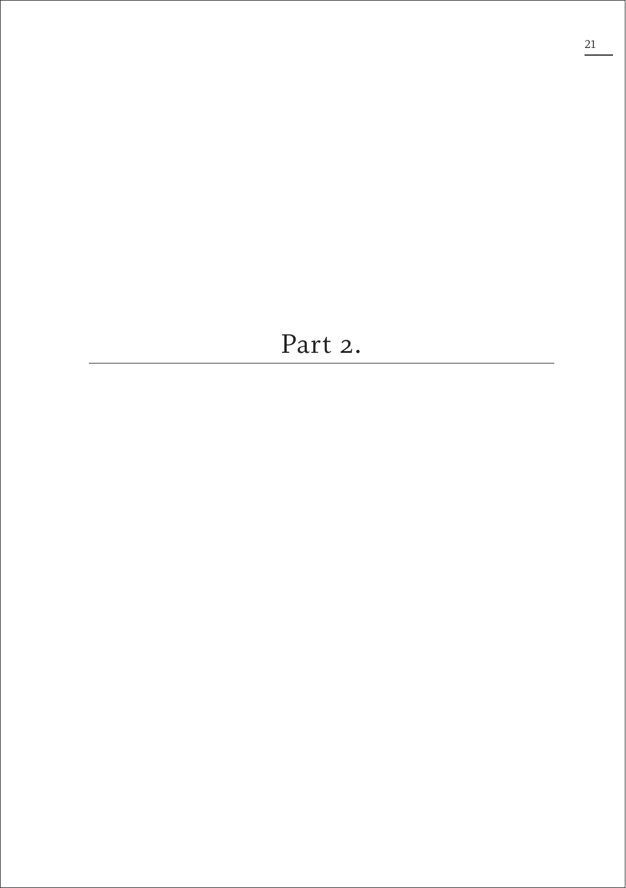# Part 2.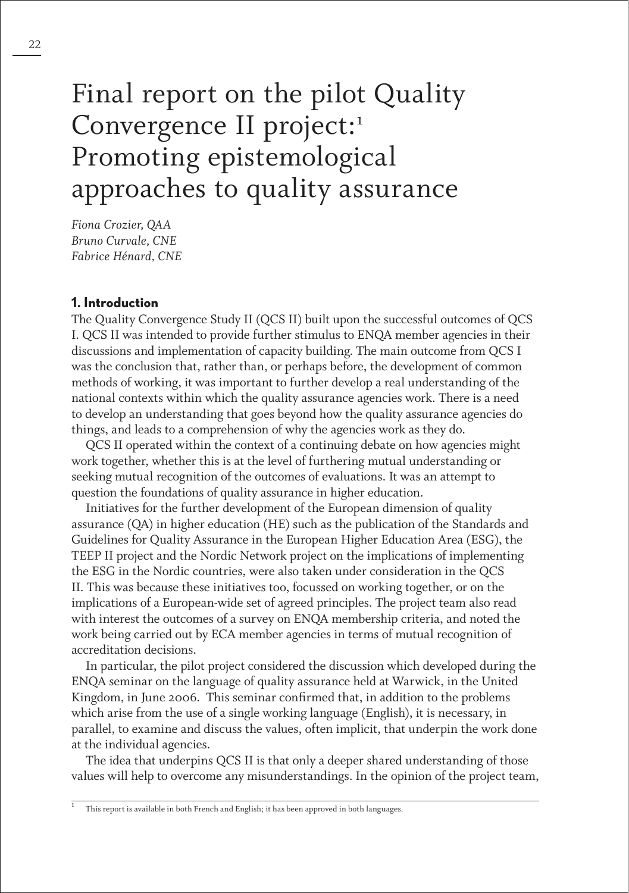# Final report on the pilot Quality Convergence II project:[1] Promoting epistemological approaches to quality assurance

*Fiona Crozier, QAA*
*Bruno Curvale, CNE*
*Fabrice Hénard, CNE*

## 1. Introduction

The Quality Convergence Study II (QCS II) built upon the successful outcomes of QCS I. QCS II was intended to provide further stimulus to ENQA member agencies in their discussions and implementation of capacity building. The main outcome from QCS I was the conclusion that, rather than, or perhaps before, the development of common methods of working, it was important to further develop a real understanding of the national contexts within which the quality assurance agencies work. There is a need to develop an understanding that goes beyond how the quality assurance agencies do things, and leads to a comprehension of why the agencies work as they do.

QCS II operated within the context of a continuing debate on how agencies might work together, whether this is at the level of furthering mutual understanding or seeking mutual recognition of the outcomes of evaluations. It was an attempt to question the foundations of quality assurance in higher education.

Initiatives for the further development of the European dimension of quality assurance (QA) in higher education (HE) such as the publication of the Standards and Guidelines for Quality Assurance in the European Higher Education Area (ESG), the TEEP II project and the Nordic Network project on the implications of implementing the ESG in the Nordic countries, were also taken under consideration in the QCS II. This was because these initiatives too, focussed on working together, or on the implications of a European-wide set of agreed principles. The project team also read with interest the outcomes of a survey on ENQA membership criteria, and noted the work being carried out by ECA member agencies in terms of mutual recognition of accreditation decisions.

In particular, the pilot project considered the discussion which developed during the ENQA seminar on the language of quality assurance held at Warwick, in the United Kingdom, in June 2006. This seminar confirmed that, in addition to the problems which arise from the use of a single working language (English), it is necessary, in parallel, to examine and discuss the values, often implicit, that underpin the work done at the individual agencies.

The idea that underpins QCS II is that only a deeper shared understanding of those values will help to overcome any misunderstandings. In the opinion of the project team,

---

[1] This report is available in both French and English; it has been approved in both languages.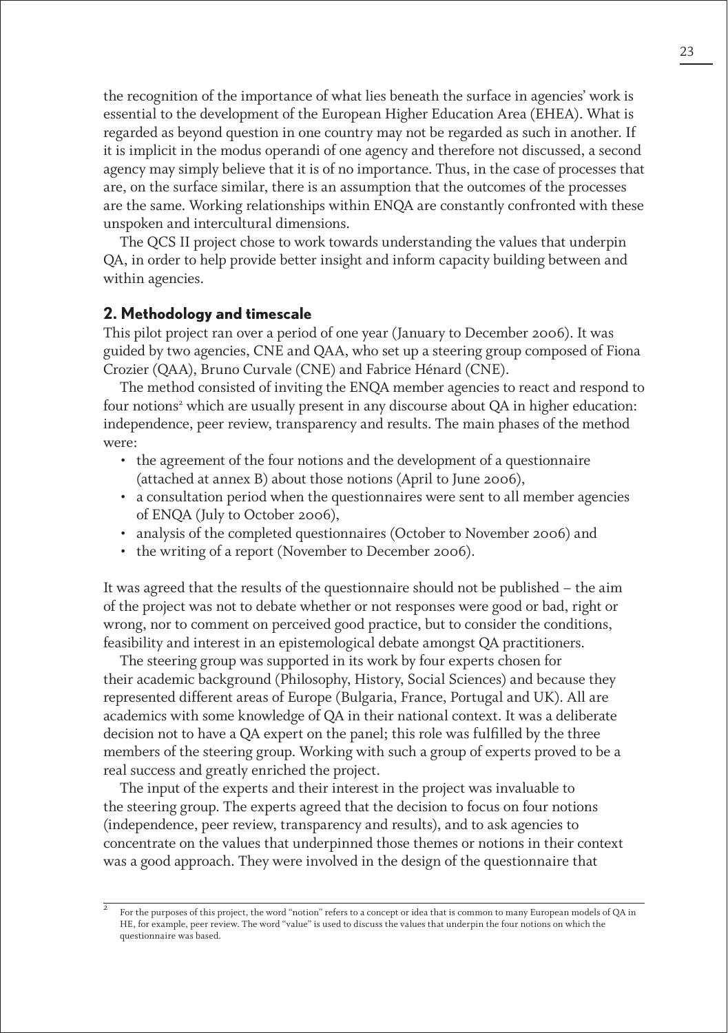the recognition of the importance of what lies beneath the surface in agencies' work is essential to the development of the European Higher Education Area (EHEA). What is regarded as beyond question in one country may not be regarded as such in another. If it is implicit in the modus operandi of one agency and therefore not discussed, a second agency may simply believe that it is of no importance. Thus, in the case of processes that are, on the surface similar, there is an assumption that the outcomes of the processes are the same. Working relationships within ENQA are constantly confronted with these unspoken and intercultural dimensions.

The QCS II project chose to work towards understanding the values that underpin QA, in order to help provide better insight and inform capacity building between and within agencies.

## 2. Methodology and timescale

This pilot project ran over a period of one year (January to December 2006). It was guided by two agencies, CNE and QAA, who set up a steering group composed of Fiona Crozier (QAA), Bruno Curvale (CNE) and Fabrice Hénard (CNE).

The method consisted of inviting the ENQA member agencies to react and respond to four notions[2] which are usually present in any discourse about QA in higher education: independence, peer review, transparency and results. The main phases of the method were:

- the agreement of the four notions and the development of a questionnaire (attached at annex B) about those notions (April to June 2006),
- a consultation period when the questionnaires were sent to all member agencies of ENQA (July to October 2006),
- analysis of the completed questionnaires (October to November 2006) and
- the writing of a report (November to December 2006).

It was agreed that the results of the questionnaire should not be published – the aim of the project was not to debate whether or not responses were good or bad, right or wrong, nor to comment on perceived good practice, but to consider the conditions, feasibility and interest in an epistemological debate amongst QA practitioners.

The steering group was supported in its work by four experts chosen for their academic background (Philosophy, History, Social Sciences) and because they represented different areas of Europe (Bulgaria, France, Portugal and UK). All are academics with some knowledge of QA in their national context. It was a deliberate decision not to have a QA expert on the panel; this role was fulfilled by the three members of the steering group. Working with such a group of experts proved to be a real success and greatly enriched the project.

The input of the experts and their interest in the project was invaluable to the steering group. The experts agreed that the decision to focus on four notions (independence, peer review, transparency and results), and to ask agencies to concentrate on the values that underpinned those themes or notions in their context was a good approach. They were involved in the design of the questionnaire that

---

[2] For the purposes of this project, the word "notion" refers to a concept or idea that is common to many European models of QA in HE, for example, peer review. The word "value" is used to discuss the values that underpin the four notions on which the questionnaire was based.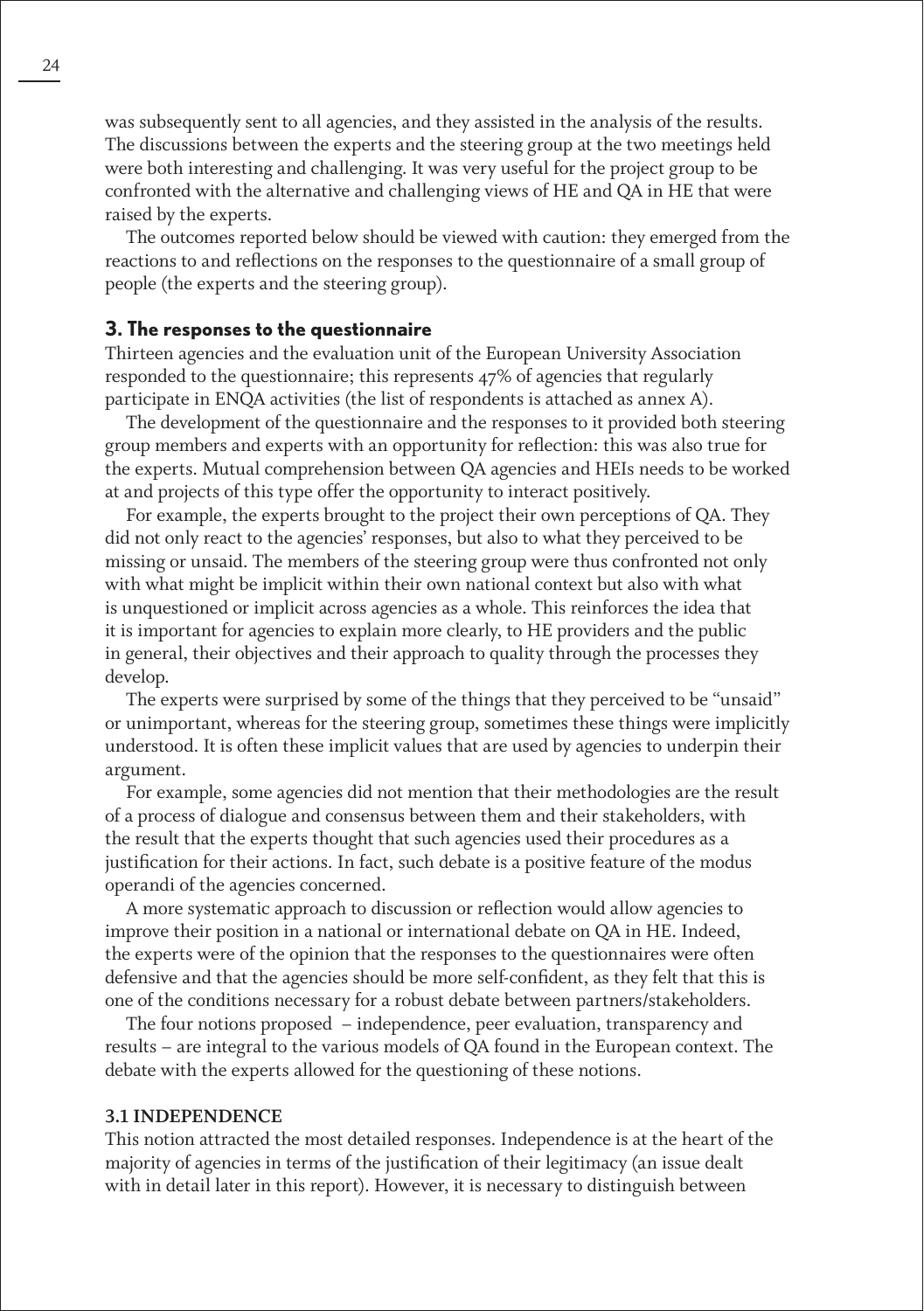was subsequently sent to all agencies, and they assisted in the analysis of the results. The discussions between the experts and the steering group at the two meetings held were both interesting and challenging. It was very useful for the project group to be confronted with the alternative and challenging views of HE and QA in HE that were raised by the experts.

The outcomes reported below should be viewed with caution: they emerged from the reactions to and reflections on the responses to the questionnaire of a small group of people (the experts and the steering group).

## 3. The responses to the questionnaire

Thirteen agencies and the evaluation unit of the European University Association responded to the questionnaire; this represents 47% of agencies that regularly participate in ENQA activities (the list of respondents is attached as annex A).

The development of the questionnaire and the responses to it provided both steering group members and experts with an opportunity for reflection: this was also true for the experts. Mutual comprehension between QA agencies and HEIs needs to be worked at and projects of this type offer the opportunity to interact positively.

For example, the experts brought to the project their own perceptions of QA. They did not only react to the agencies' responses, but also to what they perceived to be missing or unsaid. The members of the steering group were thus confronted not only with what might be implicit within their own national context but also with what is unquestioned or implicit across agencies as a whole. This reinforces the idea that it is important for agencies to explain more clearly, to HE providers and the public in general, their objectives and their approach to quality through the processes they develop.

The experts were surprised by some of the things that they perceived to be "unsaid" or unimportant, whereas for the steering group, sometimes these things were implicitly understood. It is often these implicit values that are used by agencies to underpin their argument.

For example, some agencies did not mention that their methodologies are the result of a process of dialogue and consensus between them and their stakeholders, with the result that the experts thought that such agencies used their procedures as a justification for their actions. In fact, such debate is a positive feature of the modus operandi of the agencies concerned.

A more systematic approach to discussion or reflection would allow agencies to improve their position in a national or international debate on QA in HE. Indeed, the experts were of the opinion that the responses to the questionnaires were often defensive and that the agencies should be more self-confident, as they felt that this is one of the conditions necessary for a robust debate between partners/stakeholders.

The four notions proposed – independence, peer evaluation, transparency and results – are integral to the various models of QA found in the European context. The debate with the experts allowed for the questioning of these notions.

### 3.1 INDEPENDENCE

This notion attracted the most detailed responses. Independence is at the heart of the majority of agencies in terms of the justification of their legitimacy (an issue dealt with in detail later in this report). However, it is necessary to distinguish between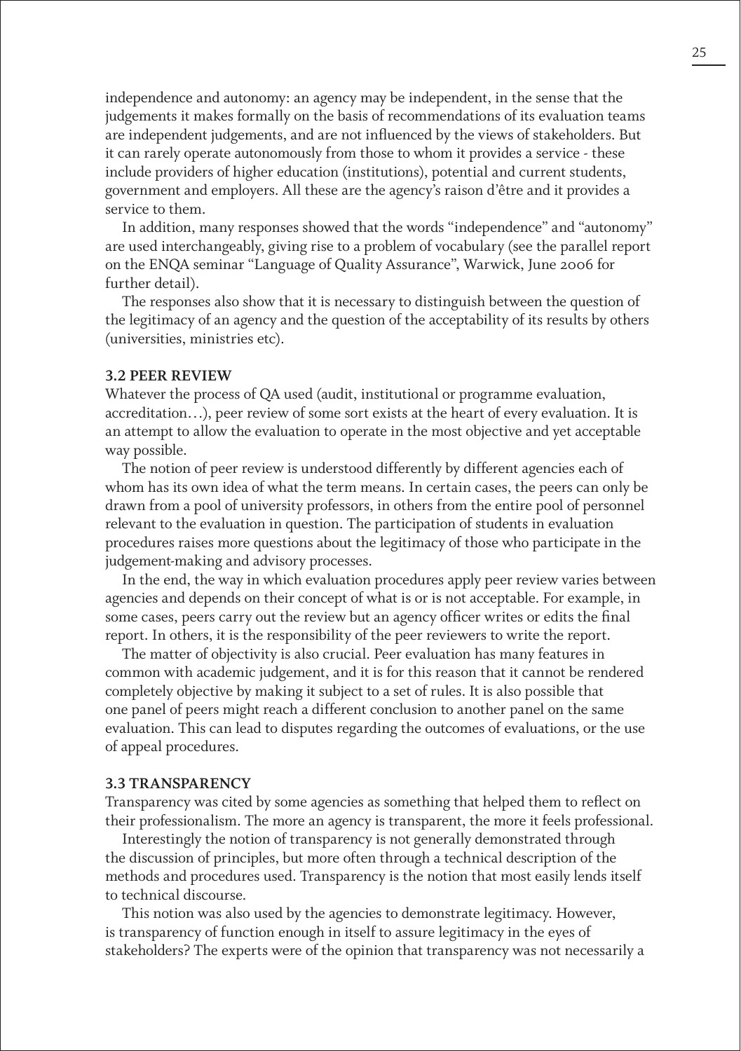independence and autonomy: an agency may be independent, in the sense that the judgements it makes formally on the basis of recommendations of its evaluation teams are independent judgements, and are not influenced by the views of stakeholders. But it can rarely operate autonomously from those to whom it provides a service - these include providers of higher education (institutions), potential and current students, government and employers. All these are the agency's raison d'être and it provides a service to them.

In addition, many responses showed that the words "independence" and "autonomy" are used interchangeably, giving rise to a problem of vocabulary (see the parallel report on the ENQA seminar "Language of Quality Assurance", Warwick, June 2006 for further detail).

The responses also show that it is necessary to distinguish between the question of the legitimacy of an agency and the question of the acceptability of its results by others (universities, ministries etc).

### 3.2 PEER REVIEW

Whatever the process of QA used (audit, institutional or programme evaluation, accreditation…), peer review of some sort exists at the heart of every evaluation. It is an attempt to allow the evaluation to operate in the most objective and yet acceptable way possible.

The notion of peer review is understood differently by different agencies each of whom has its own idea of what the term means. In certain cases, the peers can only be drawn from a pool of university professors, in others from the entire pool of personnel relevant to the evaluation in question. The participation of students in evaluation procedures raises more questions about the legitimacy of those who participate in the judgement-making and advisory processes.

In the end, the way in which evaluation procedures apply peer review varies between agencies and depends on their concept of what is or is not acceptable. For example, in some cases, peers carry out the review but an agency officer writes or edits the final report. In others, it is the responsibility of the peer reviewers to write the report.

The matter of objectivity is also crucial. Peer evaluation has many features in common with academic judgement, and it is for this reason that it cannot be rendered completely objective by making it subject to a set of rules. It is also possible that one panel of peers might reach a different conclusion to another panel on the same evaluation. This can lead to disputes regarding the outcomes of evaluations, or the use of appeal procedures.

### 3.3 TRANSPARENCY

Transparency was cited by some agencies as something that helped them to reflect on their professionalism. The more an agency is transparent, the more it feels professional.

Interestingly the notion of transparency is not generally demonstrated through the discussion of principles, but more often through a technical description of the methods and procedures used. Transparency is the notion that most easily lends itself to technical discourse.

This notion was also used by the agencies to demonstrate legitimacy. However, is transparency of function enough in itself to assure legitimacy in the eyes of stakeholders? The experts were of the opinion that transparency was not necessarily a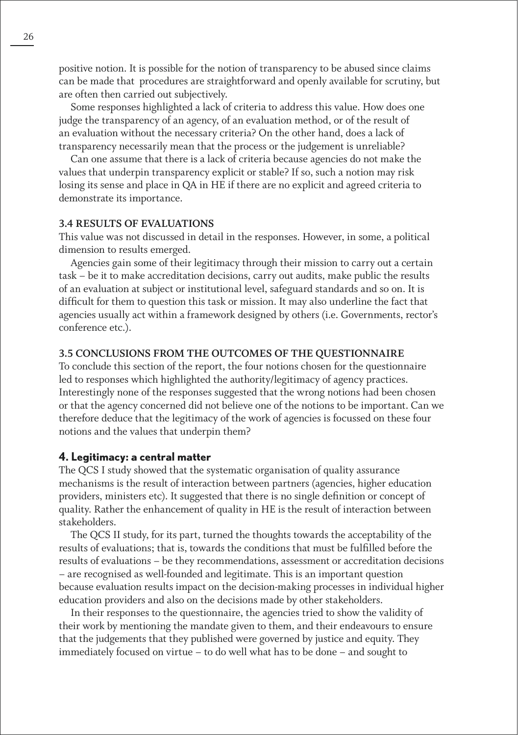positive notion. It is possible for the notion of transparency to be abused since claims can be made that procedures are straightforward and openly available for scrutiny, but are often then carried out subjectively.

Some responses highlighted a lack of criteria to address this value. How does one judge the transparency of an agency, of an evaluation method, or of the result of an evaluation without the necessary criteria? On the other hand, does a lack of transparency necessarily mean that the process or the judgement is unreliable?

Can one assume that there is a lack of criteria because agencies do not make the values that underpin transparency explicit or stable? If so, such a notion may risk losing its sense and place in QA in HE if there are no explicit and agreed criteria to demonstrate its importance.

### 3.4 RESULTS OF EVALUATIONS

This value was not discussed in detail in the responses. However, in some, a political dimension to results emerged.

Agencies gain some of their legitimacy through their mission to carry out a certain task – be it to make accreditation decisions, carry out audits, make public the results of an evaluation at subject or institutional level, safeguard standards and so on. It is difficult for them to question this task or mission. It may also underline the fact that agencies usually act within a framework designed by others (i.e. Governments, rector's conference etc.).

### 3.5 CONCLUSIONS FROM THE OUTCOMES OF THE QUESTIONNAIRE

To conclude this section of the report, the four notions chosen for the questionnaire led to responses which highlighted the authority/legitimacy of agency practices. Interestingly none of the responses suggested that the wrong notions had been chosen or that the agency concerned did not believe one of the notions to be important. Can we therefore deduce that the legitimacy of the work of agencies is focussed on these four notions and the values that underpin them?

## 4. Legitimacy: a central matter

The QCS I study showed that the systematic organisation of quality assurance mechanisms is the result of interaction between partners (agencies, higher education providers, ministers etc). It suggested that there is no single definition or concept of quality. Rather the enhancement of quality in HE is the result of interaction between stakeholders.

The QCS II study, for its part, turned the thoughts towards the acceptability of the results of evaluations; that is, towards the conditions that must be fulfilled before the results of evaluations – be they recommendations, assessment or accreditation decisions – are recognised as well-founded and legitimate. This is an important question because evaluation results impact on the decision-making processes in individual higher education providers and also on the decisions made by other stakeholders.

In their responses to the questionnaire, the agencies tried to show the validity of their work by mentioning the mandate given to them, and their endeavours to ensure that the judgements that they published were governed by justice and equity. They immediately focused on virtue – to do well what has to be done – and sought to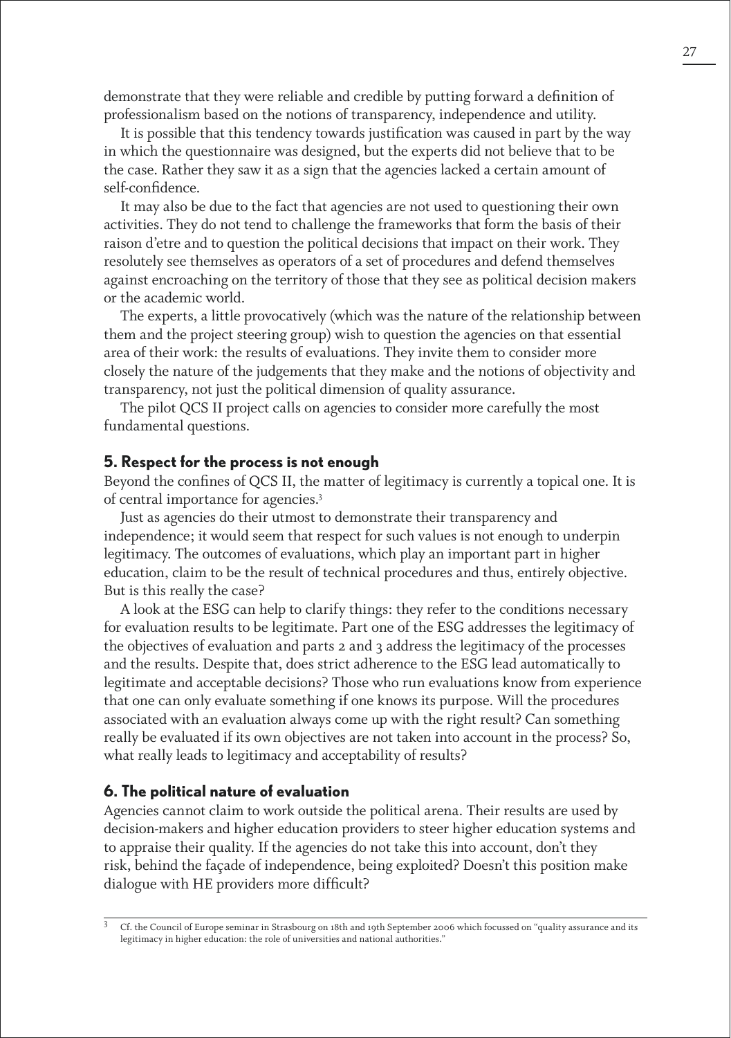demonstrate that they were reliable and credible by putting forward a definition of professionalism based on the notions of transparency, independence and utility.

It is possible that this tendency towards justification was caused in part by the way in which the questionnaire was designed, but the experts did not believe that to be the case. Rather they saw it as a sign that the agencies lacked a certain amount of self-confidence.

It may also be due to the fact that agencies are not used to questioning their own activities. They do not tend to challenge the frameworks that form the basis of their raison d'etre and to question the political decisions that impact on their work. They resolutely see themselves as operators of a set of procedures and defend themselves against encroaching on the territory of those that they see as political decision makers or the academic world.

The experts, a little provocatively (which was the nature of the relationship between them and the project steering group) wish to question the agencies on that essential area of their work: the results of evaluations. They invite them to consider more closely the nature of the judgements that they make and the notions of objectivity and transparency, not just the political dimension of quality assurance.

The pilot QCS II project calls on agencies to consider more carefully the most fundamental questions.

## 5. Respect for the process is not enough

Beyond the confines of QCS II, the matter of legitimacy is currently a topical one. It is of central importance for agencies.[3]

Just as agencies do their utmost to demonstrate their transparency and independence; it would seem that respect for such values is not enough to underpin legitimacy. The outcomes of evaluations, which play an important part in higher education, claim to be the result of technical procedures and thus, entirely objective. But is this really the case?

A look at the ESG can help to clarify things: they refer to the conditions necessary for evaluation results to be legitimate. Part one of the ESG addresses the legitimacy of the objectives of evaluation and parts 2 and 3 address the legitimacy of the processes and the results. Despite that, does strict adherence to the ESG lead automatically to legitimate and acceptable decisions? Those who run evaluations know from experience that one can only evaluate something if one knows its purpose. Will the procedures associated with an evaluation always come up with the right result? Can something really be evaluated if its own objectives are not taken into account in the process? So, what really leads to legitimacy and acceptability of results?

## 6. The political nature of evaluation

Agencies cannot claim to work outside the political arena. Their results are used by decision-makers and higher education providers to steer higher education systems and to appraise their quality. If the agencies do not take this into account, don't they risk, behind the façade of independence, being exploited? Doesn't this position make dialogue with HE providers more difficult?

---

[3] Cf. the Council of Europe seminar in Strasbourg on 18th and 19th September 2006 which focussed on "quality assurance and its legitimacy in higher education: the role of universities and national authorities."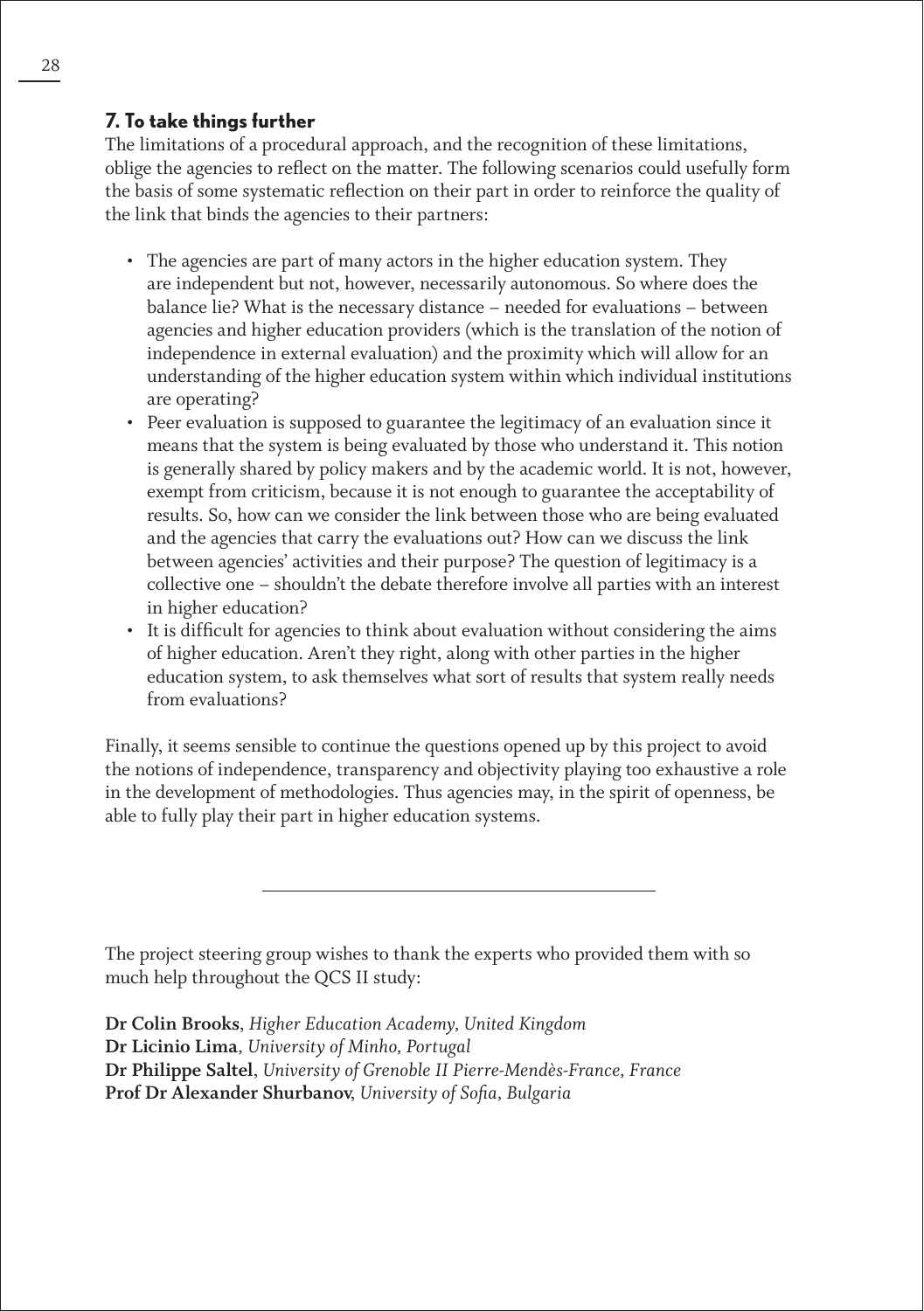## 7. To take things further

The limitations of a procedural approach, and the recognition of these limitations, oblige the agencies to reflect on the matter. The following scenarios could usefully form the basis of some systematic reflection on their part in order to reinforce the quality of the link that binds the agencies to their partners:

- The agencies are part of many actors in the higher education system. They are independent but not, however, necessarily autonomous. So where does the balance lie? What is the necessary distance – needed for evaluations – between agencies and higher education providers (which is the translation of the notion of independence in external evaluation) and the proximity which will allow for an understanding of the higher education system within which individual institutions are operating?
- Peer evaluation is supposed to guarantee the legitimacy of an evaluation since it means that the system is being evaluated by those who understand it. This notion is generally shared by policy makers and by the academic world. It is not, however, exempt from criticism, because it is not enough to guarantee the acceptability of results. So, how can we consider the link between those who are being evaluated and the agencies that carry the evaluations out? How can we discuss the link between agencies' activities and their purpose? The question of legitimacy is a collective one – shouldn't the debate therefore involve all parties with an interest in higher education?
- It is difficult for agencies to think about evaluation without considering the aims of higher education. Aren't they right, along with other parties in the higher education system, to ask themselves what sort of results that system really needs from evaluations?

Finally, it seems sensible to continue the questions opened up by this project to avoid the notions of independence, transparency and objectivity playing too exhaustive a role in the development of methodologies. Thus agencies may, in the spirit of openness, be able to fully play their part in higher education systems.

---

The project steering group wishes to thank the experts who provided them with so much help throughout the QCS II study:

**Dr Colin Brooks**, *Higher Education Academy, United Kingdom*
**Dr Licinio Lima**, *University of Minho, Portugal*
**Dr Philippe Saltel**, *University of Grenoble II Pierre-Mendès-France, France*
**Prof Dr Alexander Shurbanov**, *University of Sofia, Bulgaria*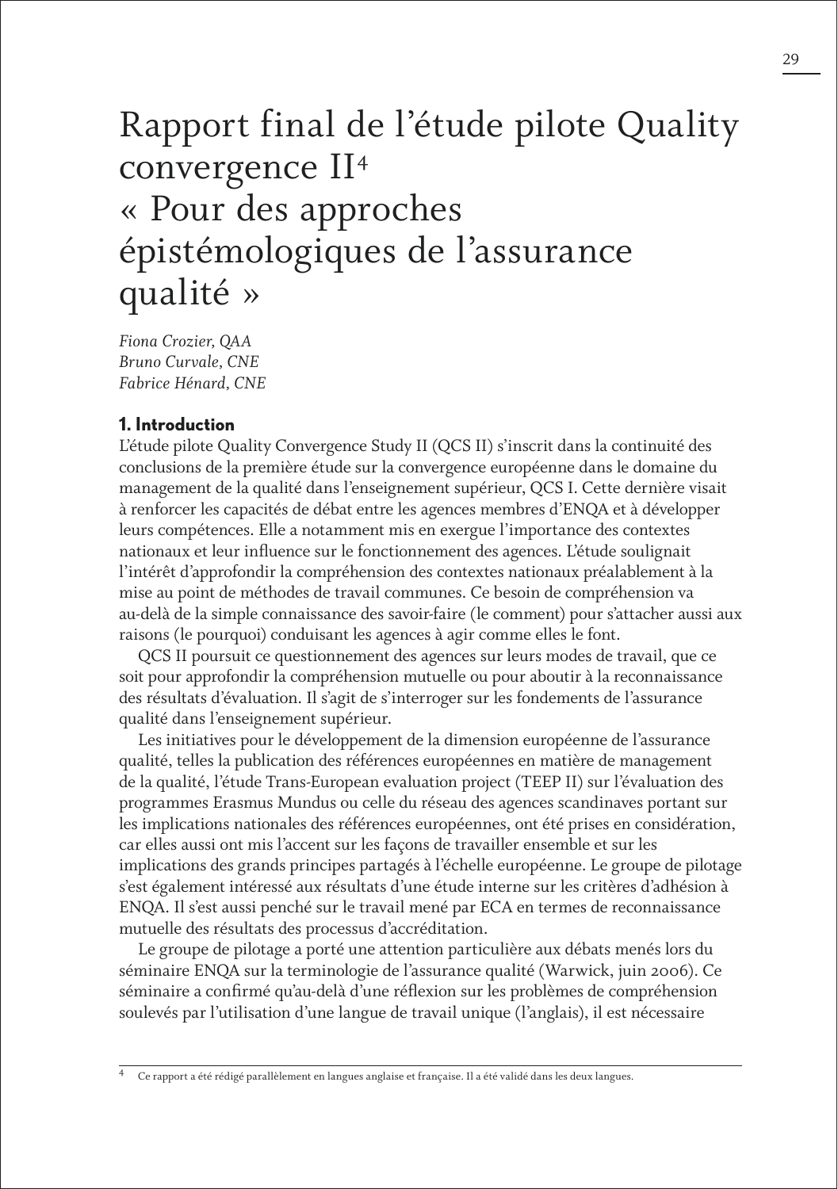# Rapport final de l'étude pilote Quality convergence II[4] « Pour des approches épistémologiques de l'assurance qualité »

*Fiona Crozier, QAA*
*Bruno Curvale, CNE*
*Fabrice Hénard, CNE*

## 1. Introduction

L'étude pilote Quality Convergence Study II (QCS II) s'inscrit dans la continuité des conclusions de la première étude sur la convergence européenne dans le domaine du management de la qualité dans l'enseignement supérieur, QCS I. Cette dernière visait à renforcer les capacités de débat entre les agences membres d'ENQA et à développer leurs compétences. Elle a notamment mis en exergue l'importance des contextes nationaux et leur influence sur le fonctionnement des agences. L'étude soulignait l'intérêt d'approfondir la compréhension des contextes nationaux préalablement à la mise au point de méthodes de travail communes. Ce besoin de compréhension va au-delà de la simple connaissance des savoir-faire (le comment) pour s'attacher aussi aux raisons (le pourquoi) conduisant les agences à agir comme elles le font.

QCS II poursuit ce questionnement des agences sur leurs modes de travail, que ce soit pour approfondir la compréhension mutuelle ou pour aboutir à la reconnaissance des résultats d'évaluation. Il s'agit de s'interroger sur les fondements de l'assurance qualité dans l'enseignement supérieur.

Les initiatives pour le développement de la dimension européenne de l'assurance qualité, telles la publication des références européennes en matière de management de la qualité, l'étude Trans-European evaluation project (TEEP II) sur l'évaluation des programmes Erasmus Mundus ou celle du réseau des agences scandinaves portant sur les implications nationales des références européennes, ont été prises en considération, car elles aussi ont mis l'accent sur les façons de travailler ensemble et sur les implications des grands principes partagés à l'échelle européenne. Le groupe de pilotage s'est également intéressé aux résultats d'une étude interne sur les critères d'adhésion à ENQA. Il s'est aussi penché sur le travail mené par ECA en termes de reconnaissance mutuelle des résultats des processus d'accréditation.

Le groupe de pilotage a porté une attention particulière aux débats menés lors du séminaire ENQA sur la terminologie de l'assurance qualité (Warwick, juin 2006). Ce séminaire a confirmé qu'au-delà d'une réflexion sur les problèmes de compréhension soulevés par l'utilisation d'une langue de travail unique (l'anglais), il est nécessaire

---

[4] Ce rapport a été rédigé parallèlement en langues anglaise et française. Il a été validé dans les deux langues.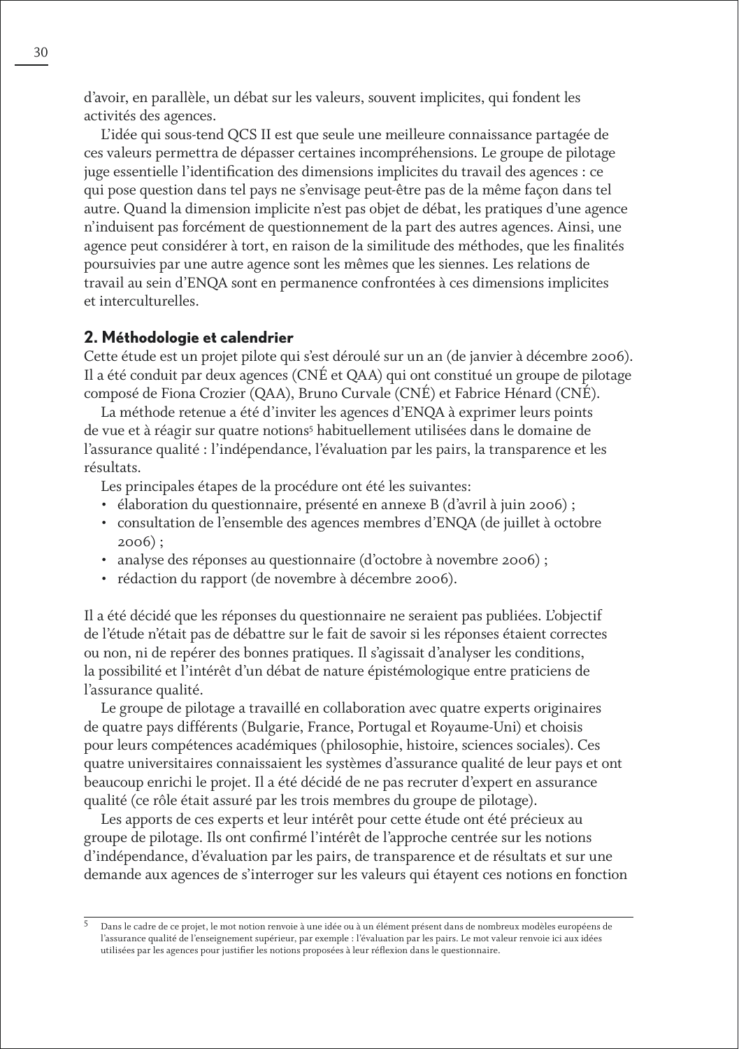d'avoir, en parallèle, un débat sur les valeurs, souvent implicites, qui fondent les activités des agences.

L'idée qui sous-tend QCS II est que seule une meilleure connaissance partagée de ces valeurs permettra de dépasser certaines incompréhensions. Le groupe de pilotage juge essentielle l'identification des dimensions implicites du travail des agences : ce qui pose question dans tel pays ne s'envisage peut-être pas de la même façon dans tel autre. Quand la dimension implicite n'est pas objet de débat, les pratiques d'une agence n'induisent pas forcément de questionnement de la part des autres agences. Ainsi, une agence peut considérer à tort, en raison de la similitude des méthodes, que les finalités poursuivies par une autre agence sont les mêmes que les siennes. Les relations de travail au sein d'ENQA sont en permanence confrontées à ces dimensions implicites et interculturelles.

## 2. Méthodologie et calendrier

Cette étude est un projet pilote qui s'est déroulé sur un an (de janvier à décembre 2006). Il a été conduit par deux agences (CNÉ et QAA) qui ont constitué un groupe de pilotage composé de Fiona Crozier (QAA), Bruno Curvale (CNÉ) et Fabrice Hénard (CNÉ).

La méthode retenue a été d'inviter les agences d'ENQA à exprimer leurs points de vue et à réagir sur quatre notions[5] habituellement utilisées dans le domaine de l'assurance qualité : l'indépendance, l'évaluation par les pairs, la transparence et les résultats.

Les principales étapes de la procédure ont été les suivantes:

- élaboration du questionnaire, présenté en annexe B (d'avril à juin 2006) ;
- consultation de l'ensemble des agences membres d'ENQA (de juillet à octobre 2006) ;
- analyse des réponses au questionnaire (d'octobre à novembre 2006) ;
- rédaction du rapport (de novembre à décembre 2006).

Il a été décidé que les réponses du questionnaire ne seraient pas publiées. L'objectif de l'étude n'était pas de débattre sur le fait de savoir si les réponses étaient correctes ou non, ni de repérer des bonnes pratiques. Il s'agissait d'analyser les conditions, la possibilité et l'intérêt d'un débat de nature épistémologique entre praticiens de l'assurance qualité.

Le groupe de pilotage a travaillé en collaboration avec quatre experts originaires de quatre pays différents (Bulgarie, France, Portugal et Royaume-Uni) et choisis pour leurs compétences académiques (philosophie, histoire, sciences sociales). Ces quatre universitaires connaissaient les systèmes d'assurance qualité de leur pays et ont beaucoup enrichi le projet. Il a été décidé de ne pas recruter d'expert en assurance qualité (ce rôle était assuré par les trois membres du groupe de pilotage).

Les apports de ces experts et leur intérêt pour cette étude ont été précieux au groupe de pilotage. Ils ont confirmé l'intérêt de l'approche centrée sur les notions d'indépendance, d'évaluation par les pairs, de transparence et de résultats et sur une demande aux agences de s'interroger sur les valeurs qui étayent ces notions en fonction

---

[5] Dans le cadre de ce projet, le mot notion renvoie à une idée ou à un élément présent dans de nombreux modèles européens de l'assurance qualité de l'enseignement supérieur, par exemple : l'évaluation par les pairs. Le mot valeur renvoie ici aux idées utilisées par les agences pour justifier les notions proposées à leur réflexion dans le questionnaire.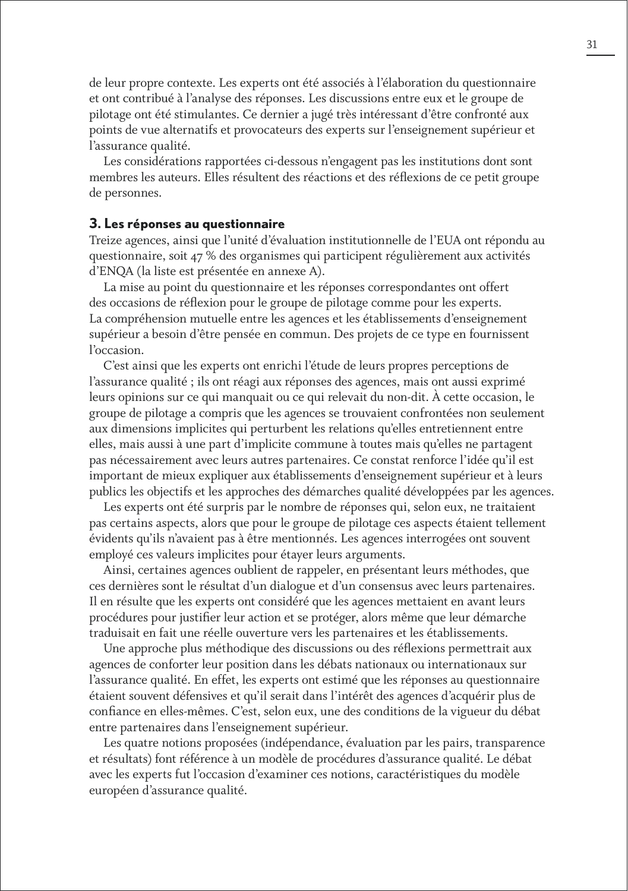de leur propre contexte. Les experts ont été associés à l'élaboration du questionnaire et ont contribué à l'analyse des réponses. Les discussions entre eux et le groupe de pilotage ont été stimulantes. Ce dernier a jugé très intéressant d'être confronté aux points de vue alternatifs et provocateurs des experts sur l'enseignement supérieur et l'assurance qualité.

Les considérations rapportées ci-dessous n'engagent pas les institutions dont sont membres les auteurs. Elles résultent des réactions et des réflexions de ce petit groupe de personnes.

## 3. Les réponses au questionnaire

Treize agences, ainsi que l'unité d'évaluation institutionnelle de l'EUA ont répondu au questionnaire, soit 47 % des organismes qui participent régulièrement aux activités d'ENQA (la liste est présentée en annexe A).

La mise au point du questionnaire et les réponses correspondantes ont offert des occasions de réflexion pour le groupe de pilotage comme pour les experts. La compréhension mutuelle entre les agences et les établissements d'enseignement supérieur a besoin d'être pensée en commun. Des projets de ce type en fournissent l'occasion.

C'est ainsi que les experts ont enrichi l'étude de leurs propres perceptions de l'assurance qualité ; ils ont réagi aux réponses des agences, mais ont aussi exprimé leurs opinions sur ce qui manquait ou ce qui relevait du non-dit. À cette occasion, le groupe de pilotage a compris que les agences se trouvaient confrontées non seulement aux dimensions implicites qui perturbent les relations qu'elles entretiennent entre elles, mais aussi à une part d'implicite commune à toutes mais qu'elles ne partagent pas nécessairement avec leurs autres partenaires. Ce constat renforce l'idée qu'il est important de mieux expliquer aux établissements d'enseignement supérieur et à leurs publics les objectifs et les approches des démarches qualité développées par les agences.

Les experts ont été surpris par le nombre de réponses qui, selon eux, ne traitaient pas certains aspects, alors que pour le groupe de pilotage ces aspects étaient tellement évidents qu'ils n'avaient pas à être mentionnés. Les agences interrogées ont souvent employé ces valeurs implicites pour étayer leurs arguments.

Ainsi, certaines agences oublient de rappeler, en présentant leurs méthodes, que ces dernières sont le résultat d'un dialogue et d'un consensus avec leurs partenaires. Il en résulte que les experts ont considéré que les agences mettaient en avant leurs procédures pour justifier leur action et se protéger, alors même que leur démarche traduisait en fait une réelle ouverture vers les partenaires et les établissements.

Une approche plus méthodique des discussions ou des réflexions permettrait aux agences de conforter leur position dans les débats nationaux ou internationaux sur l'assurance qualité. En effet, les experts ont estimé que les réponses au questionnaire étaient souvent défensives et qu'il serait dans l'intérêt des agences d'acquérir plus de confiance en elles-mêmes. C'est, selon eux, une des conditions de la vigueur du débat entre partenaires dans l'enseignement supérieur.

Les quatre notions proposées (indépendance, évaluation par les pairs, transparence et résultats) font référence à un modèle de procédures d'assurance qualité. Le débat avec les experts fut l'occasion d'examiner ces notions, caractéristiques du modèle européen d'assurance qualité.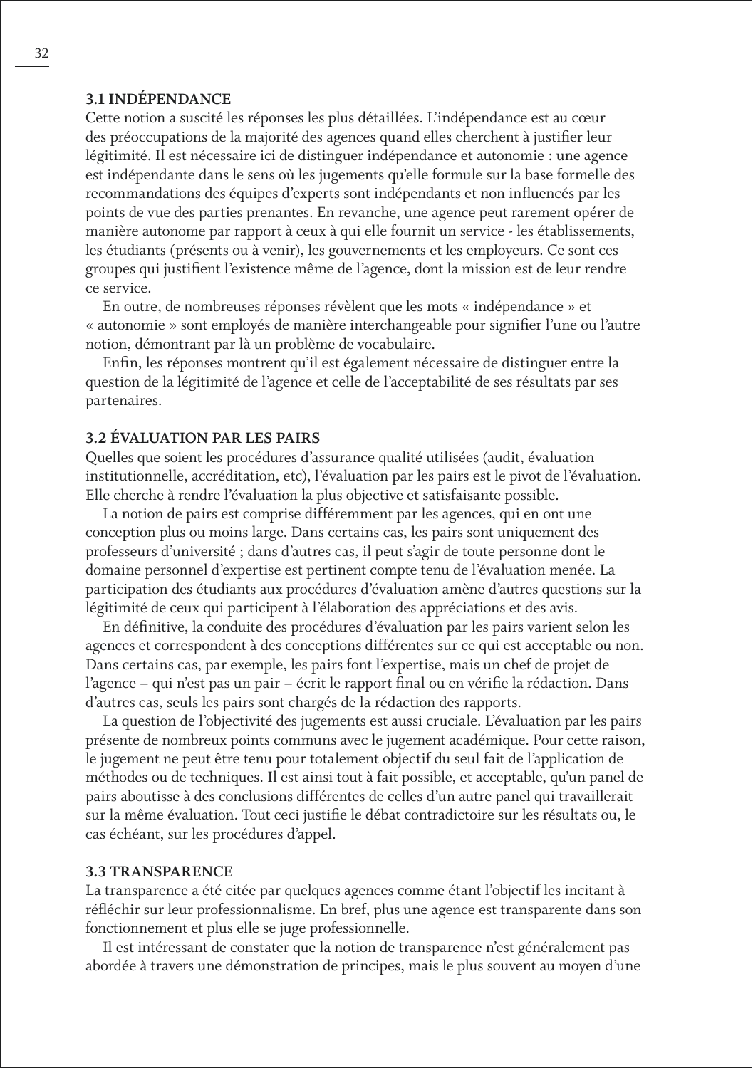### 3.1 INDÉPENDANCE

Cette notion a suscité les réponses les plus détaillées. L'indépendance est au cœur des préoccupations de la majorité des agences quand elles cherchent à justifier leur légitimité. Il est nécessaire ici de distinguer indépendance et autonomie : une agence est indépendante dans le sens où les jugements qu'elle formule sur la base formelle des recommandations des équipes d'experts sont indépendants et non influencés par les points de vue des parties prenantes. En revanche, une agence peut rarement opérer de manière autonome par rapport à ceux à qui elle fournit un service - les établissements, les étudiants (présents ou à venir), les gouvernements et les employeurs. Ce sont ces groupes qui justifient l'existence même de l'agence, dont la mission est de leur rendre ce service.

En outre, de nombreuses réponses révèlent que les mots « indépendance » et « autonomie » sont employés de manière interchangeable pour signifier l'une ou l'autre notion, démontrant par là un problème de vocabulaire.

Enfin, les réponses montrent qu'il est également nécessaire de distinguer entre la question de la légitimité de l'agence et celle de l'acceptabilité de ses résultats par ses partenaires.

### 3.2 ÉVALUATION PAR LES PAIRS

Quelles que soient les procédures d'assurance qualité utilisées (audit, évaluation institutionnelle, accréditation, etc), l'évaluation par les pairs est le pivot de l'évaluation. Elle cherche à rendre l'évaluation la plus objective et satisfaisante possible.

La notion de pairs est comprise différemment par les agences, qui en ont une conception plus ou moins large. Dans certains cas, les pairs sont uniquement des professeurs d'université ; dans d'autres cas, il peut s'agir de toute personne dont le domaine personnel d'expertise est pertinent compte tenu de l'évaluation menée. La participation des étudiants aux procédures d'évaluation amène d'autres questions sur la légitimité de ceux qui participent à l'élaboration des appréciations et des avis.

En définitive, la conduite des procédures d'évaluation par les pairs varient selon les agences et correspondent à des conceptions différentes sur ce qui est acceptable ou non. Dans certains cas, par exemple, les pairs font l'expertise, mais un chef de projet de l'agence – qui n'est pas un pair – écrit le rapport final ou en vérifie la rédaction. Dans d'autres cas, seuls les pairs sont chargés de la rédaction des rapports.

La question de l'objectivité des jugements est aussi cruciale. L'évaluation par les pairs présente de nombreux points communs avec le jugement académique. Pour cette raison, le jugement ne peut être tenu pour totalement objectif du seul fait de l'application de méthodes ou de techniques. Il est ainsi tout à fait possible, et acceptable, qu'un panel de pairs aboutisse à des conclusions différentes de celles d'un autre panel qui travaillerait sur la même évaluation. Tout ceci justifie le débat contradictoire sur les résultats ou, le cas échéant, sur les procédures d'appel.

### 3.3 TRANSPARENCE

La transparence a été citée par quelques agences comme étant l'objectif les incitant à réfléchir sur leur professionnalisme. En bref, plus une agence est transparente dans son fonctionnement et plus elle se juge professionnelle.

Il est intéressant de constater que la notion de transparence n'est généralement pas abordée à travers une démonstration de principes, mais le plus souvent au moyen d'une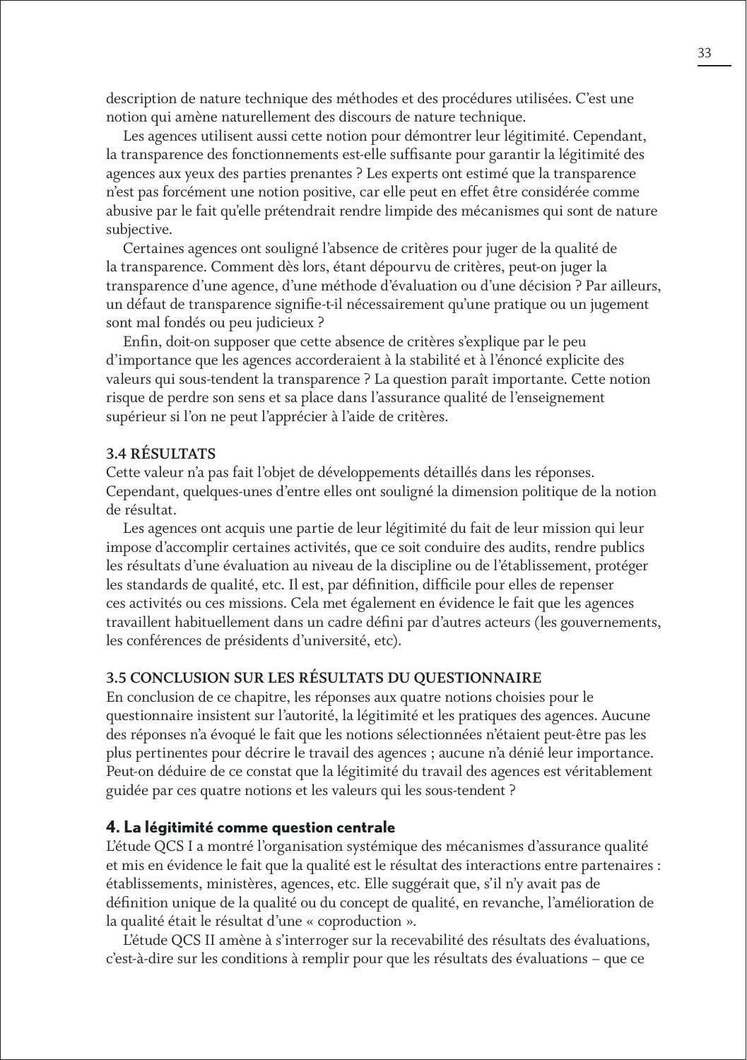description de nature technique des méthodes et des procédures utilisées. C'est une notion qui amène naturellement des discours de nature technique.

Les agences utilisent aussi cette notion pour démontrer leur légitimité. Cependant, la transparence des fonctionnements est-elle suffisante pour garantir la légitimité des agences aux yeux des parties prenantes ? Les experts ont estimé que la transparence n'est pas forcément une notion positive, car elle peut en effet être considérée comme abusive par le fait qu'elle prétendrait rendre limpide des mécanismes qui sont de nature subjective.

Certaines agences ont souligné l'absence de critères pour juger de la qualité de la transparence. Comment dès lors, étant dépourvu de critères, peut-on juger la transparence d'une agence, d'une méthode d'évaluation ou d'une décision ? Par ailleurs, un défaut de transparence signifie-t-il nécessairement qu'une pratique ou un jugement sont mal fondés ou peu judicieux ?

Enfin, doit-on supposer que cette absence de critères s'explique par le peu d'importance que les agences accorderaient à la stabilité et à l'énoncé explicite des valeurs qui sous-tendent la transparence ? La question paraît importante. Cette notion risque de perdre son sens et sa place dans l'assurance qualité de l'enseignement supérieur si l'on ne peut l'apprécier à l'aide de critères.

### 3.4 RÉSULTATS

Cette valeur n'a pas fait l'objet de développements détaillés dans les réponses. Cependant, quelques-unes d'entre elles ont souligné la dimension politique de la notion de résultat.

Les agences ont acquis une partie de leur légitimité du fait de leur mission qui leur impose d'accomplir certaines activités, que ce soit conduire des audits, rendre publics les résultats d'une évaluation au niveau de la discipline ou de l'établissement, protéger les standards de qualité, etc. Il est, par définition, difficile pour elles de repenser ces activités ou ces missions. Cela met également en évidence le fait que les agences travaillent habituellement dans un cadre défini par d'autres acteurs (les gouvernements, les conférences de présidents d'université, etc).

### 3.5 CONCLUSION SUR LES RÉSULTATS DU QUESTIONNAIRE

En conclusion de ce chapitre, les réponses aux quatre notions choisies pour le questionnaire insistent sur l'autorité, la légitimité et les pratiques des agences. Aucune des réponses n'a évoqué le fait que les notions sélectionnées n'étaient peut-être pas les plus pertinentes pour décrire le travail des agences ; aucune n'a dénié leur importance. Peut-on déduire de ce constat que la légitimité du travail des agences est véritablement guidée par ces quatre notions et les valeurs qui les sous-tendent ?

## 4. La légitimité comme question centrale

L'étude QCS I a montré l'organisation systémique des mécanismes d'assurance qualité et mis en évidence le fait que la qualité est le résultat des interactions entre partenaires : établissements, ministères, agences, etc. Elle suggérait que, s'il n'y avait pas de définition unique de la qualité ou du concept de qualité, en revanche, l'amélioration de la qualité était le résultat d'une « coproduction ».

L'étude QCS II amène à s'interroger sur la recevabilité des résultats des évaluations, c'est-à-dire sur les conditions à remplir pour que les résultats des évaluations – que ce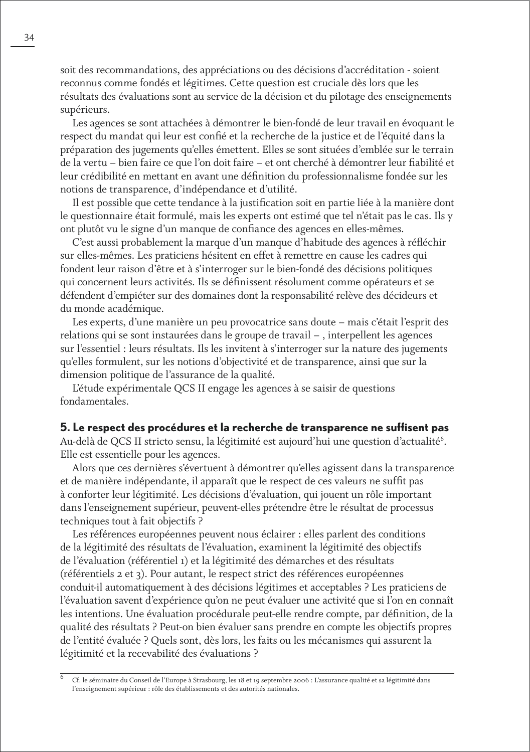soit des recommandations, des appréciations ou des décisions d'accréditation - soient reconnus comme fondés et légitimes. Cette question est cruciale dès lors que les résultats des évaluations sont au service de la décision et du pilotage des enseignements supérieurs.

Les agences se sont attachées à démontrer le bien-fondé de leur travail en évoquant le respect du mandat qui leur est confié et la recherche de la justice et de l'équité dans la préparation des jugements qu'elles émettent. Elles se sont situées d'emblée sur le terrain de la vertu – bien faire ce que l'on doit faire – et ont cherché à démontrer leur fiabilité et leur crédibilité en mettant en avant une définition du professionnalisme fondée sur les notions de transparence, d'indépendance et d'utilité.

Il est possible que cette tendance à la justification soit en partie liée à la manière dont le questionnaire était formulé, mais les experts ont estimé que tel n'était pas le cas. Ils y ont plutôt vu le signe d'un manque de confiance des agences en elles-mêmes.

C'est aussi probablement la marque d'un manque d'habitude des agences à réfléchir sur elles-mêmes. Les praticiens hésitent en effet à remettre en cause les cadres qui fondent leur raison d'être et à s'interroger sur le bien-fondé des décisions politiques qui concernent leurs activités. Ils se définissent résolument comme opérateurs et se défendent d'empiéter sur des domaines dont la responsabilité relève des décideurs et du monde académique.

Les experts, d'une manière un peu provocatrice sans doute – mais c'était l'esprit des relations qui se sont instaurées dans le groupe de travail – , interpellent les agences sur l'essentiel : leurs résultats. Ils les invitent à s'interroger sur la nature des jugements qu'elles formulent, sur les notions d'objectivité et de transparence, ainsi que sur la dimension politique de l'assurance de la qualité.

L'étude expérimentale QCS II engage les agences à se saisir de questions fondamentales.

## 5. Le respect des procédures et la recherche de transparence ne suffisent pas

Au-delà de QCS II stricto sensu, la légitimité est aujourd'hui une question d'actualité[6]. Elle est essentielle pour les agences.

Alors que ces dernières s'évertuent à démontrer qu'elles agissent dans la transparence et de manière indépendante, il apparaît que le respect de ces valeurs ne suffit pas à conforter leur légitimité. Les décisions d'évaluation, qui jouent un rôle important dans l'enseignement supérieur, peuvent-elles prétendre être le résultat de processus techniques tout à fait objectifs ?

Les références européennes peuvent nous éclairer : elles parlent des conditions de la légitimité des résultats de l'évaluation, examinent la légitimité des objectifs de l'évaluation (référentiel 1) et la légitimité des démarches et des résultats (référentiels 2 et 3). Pour autant, le respect strict des références européennes conduit-il automatiquement à des décisions légitimes et acceptables ? Les praticiens de l'évaluation savent d'expérience qu'on ne peut évaluer une activité que si l'on en connaît les intentions. Une évaluation procédurale peut-elle rendre compte, par définition, de la qualité des résultats ? Peut-on bien évaluer sans prendre en compte les objectifs propres de l'entité évaluée ? Quels sont, dès lors, les faits ou les mécanismes qui assurent la légitimité et la recevabilité des évaluations ?

---

[6] Cf. le séminaire du Conseil de l'Europe à Strasbourg, les 18 et 19 septembre 2006 : L'assurance qualité et sa légitimité dans l'enseignement supérieur : rôle des établissements et des autorités nationales.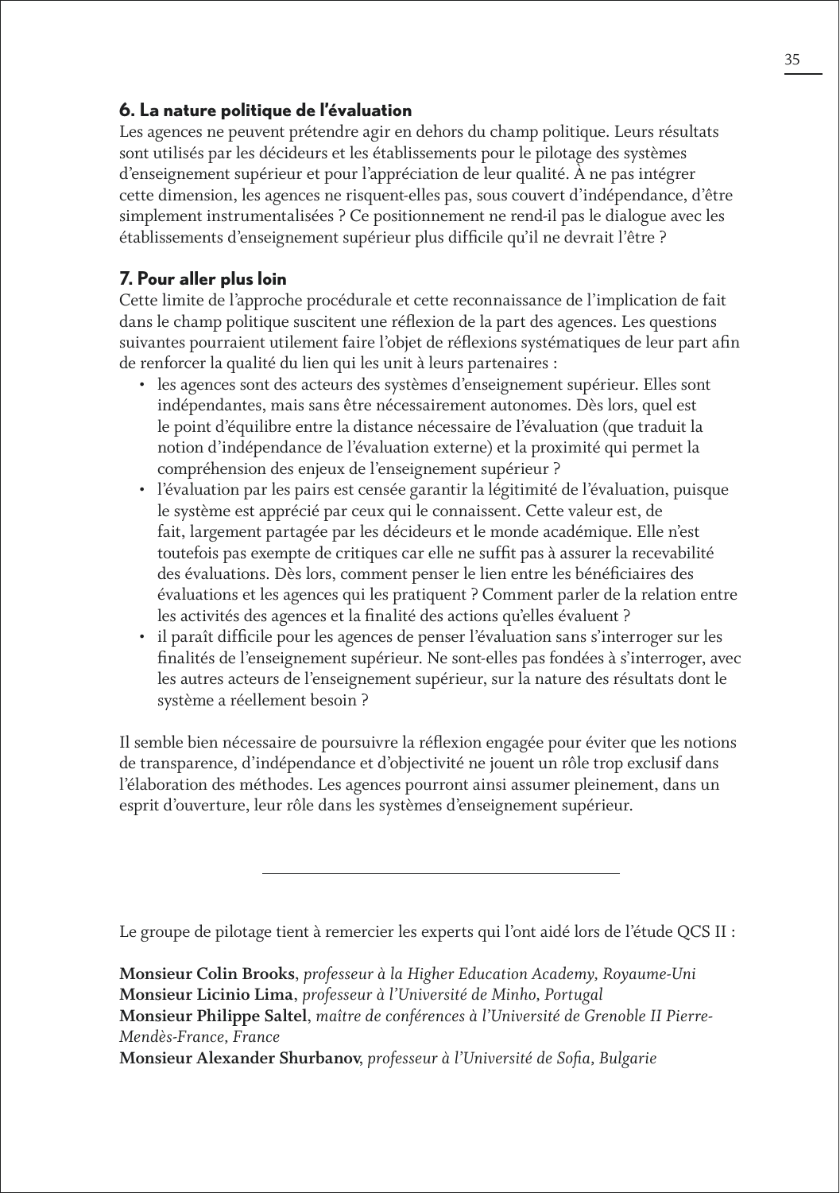### 6. La nature politique de l'évaluation

Les agences ne peuvent prétendre agir en dehors du champ politique. Leurs résultats sont utilisés par les décideurs et les établissements pour le pilotage des systèmes d'enseignement supérieur et pour l'appréciation de leur qualité. À ne pas intégrer cette dimension, les agences ne risquent-elles pas, sous couvert d'indépendance, d'être simplement instrumentalisées ? Ce positionnement ne rend-il pas le dialogue avec les établissements d'enseignement supérieur plus difficile qu'il ne devrait l'être ?

### 7. Pour aller plus loin

Cette limite de l'approche procédurale et cette reconnaissance de l'implication de fait dans le champ politique suscitent une réflexion de la part des agences. Les questions suivantes pourraient utilement faire l'objet de réflexions systématiques de leur part afin de renforcer la qualité du lien qui les unit à leurs partenaires :

- les agences sont des acteurs des systèmes d'enseignement supérieur. Elles sont indépendantes, mais sans être nécessairement autonomes. Dès lors, quel est le point d'équilibre entre la distance nécessaire de l'évaluation (que traduit la notion d'indépendance de l'évaluation externe) et la proximité qui permet la compréhension des enjeux de l'enseignement supérieur ?
- l'évaluation par les pairs est censée garantir la légitimité de l'évaluation, puisque le système est apprécié par ceux qui le connaissent. Cette valeur est, de fait, largement partagée par les décideurs et le monde académique. Elle n'est toutefois pas exempte de critiques car elle ne suffit pas à assurer la recevabilité des évaluations. Dès lors, comment penser le lien entre les bénéficiaires des évaluations et les agences qui les pratiquent ? Comment parler de la relation entre les activités des agences et la finalité des actions qu'elles évaluent ?
- il paraît difficile pour les agences de penser l'évaluation sans s'interroger sur les finalités de l'enseignement supérieur. Ne sont-elles pas fondées à s'interroger, avec les autres acteurs de l'enseignement supérieur, sur la nature des résultats dont le système a réellement besoin ?

Il semble bien nécessaire de poursuivre la réflexion engagée pour éviter que les notions de transparence, d'indépendance et d'objectivité ne jouent un rôle trop exclusif dans l'élaboration des méthodes. Les agences pourront ainsi assumer pleinement, dans un esprit d'ouverture, leur rôle dans les systèmes d'enseignement supérieur.

---

Le groupe de pilotage tient à remercier les experts qui l'ont aidé lors de l'étude QCS II :

**Monsieur Colin Brooks**, *professeur à la Higher Education Academy, Royaume-Uni*
**Monsieur Licinio Lima**, *professeur à l'Université de Minho, Portugal*
**Monsieur Philippe Saltel**, *maître de conférences à l'Université de Grenoble II Pierre-Mendès-France, France*
**Monsieur Alexander Shurbanov**, *professeur à l'Université de Sofia, Bulgarie*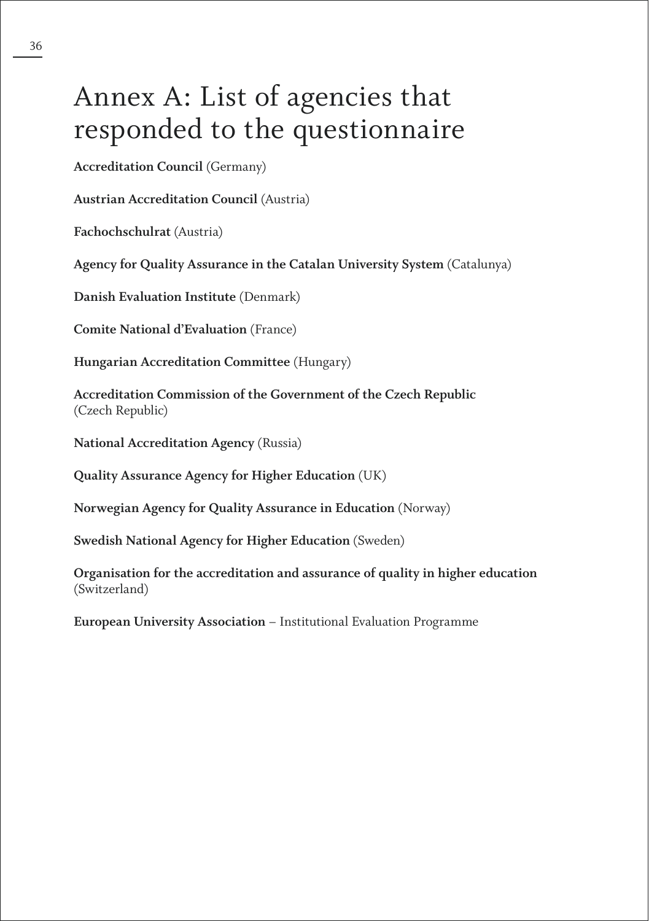# Annex A: List of agencies that responded to the questionnaire

**Accreditation Council** (Germany)

**Austrian Accreditation Council** (Austria)

**Fachochschulrat** (Austria)

**Agency for Quality Assurance in the Catalan University System** (Catalunya)

**Danish Evaluation Institute** (Denmark)

**Comite National d'Evaluation** (France)

**Hungarian Accreditation Committee** (Hungary)

**Accreditation Commission of the Government of the Czech Republic** (Czech Republic)

**National Accreditation Agency** (Russia)

**Quality Assurance Agency for Higher Education** (UK)

**Norwegian Agency for Quality Assurance in Education** (Norway)

**Swedish National Agency for Higher Education** (Sweden)

**Organisation for the accreditation and assurance of quality in higher education** (Switzerland)

**European University Association** – Institutional Evaluation Programme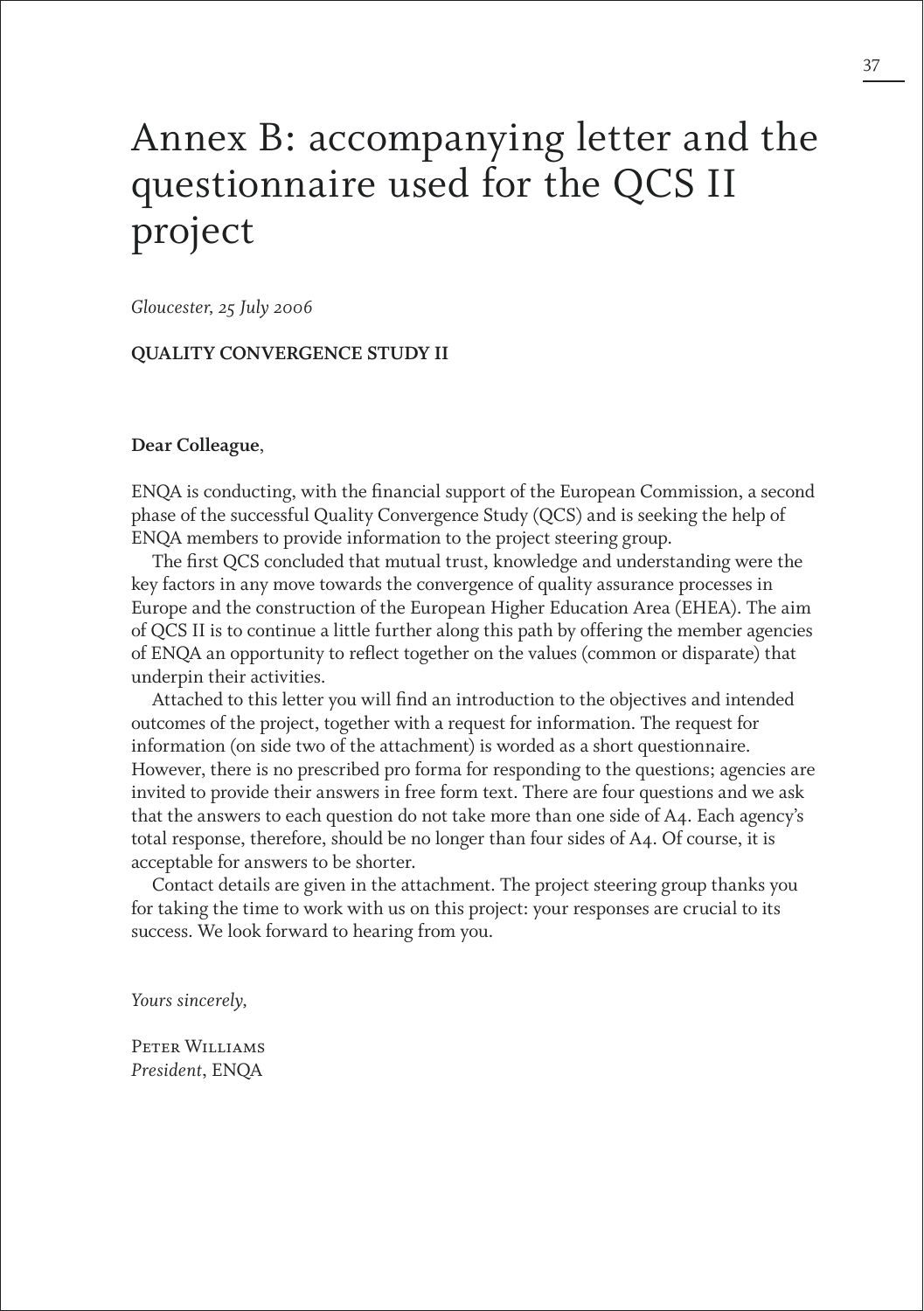# Annex B: accompanying letter and the questionnaire used for the QCS II project

*Gloucester, 25 July 2006*

**QUALITY CONVERGENCE STUDY II**

**Dear Colleague**,

ENQA is conducting, with the financial support of the European Commission, a second phase of the successful Quality Convergence Study (QCS) and is seeking the help of ENQA members to provide information to the project steering group.

The first QCS concluded that mutual trust, knowledge and understanding were the key factors in any move towards the convergence of quality assurance processes in Europe and the construction of the European Higher Education Area (EHEA). The aim of QCS II is to continue a little further along this path by offering the member agencies of ENQA an opportunity to reflect together on the values (common or disparate) that underpin their activities.

Attached to this letter you will find an introduction to the objectives and intended outcomes of the project, together with a request for information. The request for information (on side two of the attachment) is worded as a short questionnaire. However, there is no prescribed pro forma for responding to the questions; agencies are invited to provide their answers in free form text. There are four questions and we ask that the answers to each question do not take more than one side of A4. Each agency's total response, therefore, should be no longer than four sides of A4. Of course, it is acceptable for answers to be shorter.

Contact details are given in the attachment. The project steering group thanks you for taking the time to work with us on this project: your responses are crucial to its success. We look forward to hearing from you.

*Yours sincerely,*

Peter Williams
*President*, ENQA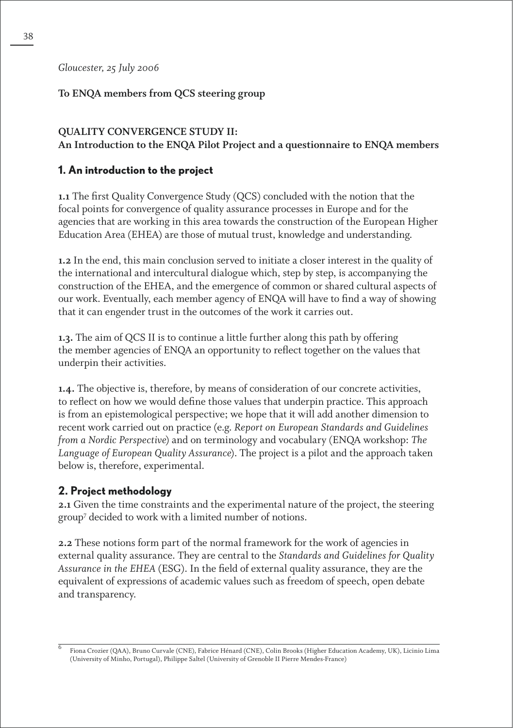*Gloucester, 25 July 2006*

**To ENQA members from QCS steering group**

**QUALITY CONVERGENCE STUDY II:**
**An Introduction to the ENQA Pilot Project and a questionnaire to ENQA members**

## 1. An introduction to the project

**1.1** The first Quality Convergence Study (QCS) concluded with the notion that the focal points for convergence of quality assurance processes in Europe and for the agencies that are working in this area towards the construction of the European Higher Education Area (EHEA) are those of mutual trust, knowledge and understanding.

**1.2** In the end, this main conclusion served to initiate a closer interest in the quality of the international and intercultural dialogue which, step by step, is accompanying the construction of the EHEA, and the emergence of common or shared cultural aspects of our work. Eventually, each member agency of ENQA will have to find a way of showing that it can engender trust in the outcomes of the work it carries out.

**1.3.** The aim of QCS II is to continue a little further along this path by offering the member agencies of ENQA an opportunity to reflect together on the values that underpin their activities.

**1.4.** The objective is, therefore, by means of consideration of our concrete activities, to reflect on how we would define those values that underpin practice. This approach is from an epistemological perspective; we hope that it will add another dimension to recent work carried out on practice (e.g. *Report on European Standards and Guidelines from a Nordic Perspective*) and on terminology and vocabulary (ENQA workshop: *The Language of European Quality Assurance*). The project is a pilot and the approach taken below is, therefore, experimental.

## 2. Project methodology

**2.1** Given the time constraints and the experimental nature of the project, the steering group[7] decided to work with a limited number of notions.

**2.2** These notions form part of the normal framework for the work of agencies in external quality assurance. They are central to the *Standards and Guidelines for Quality Assurance in the EHEA* (ESG). In the field of external quality assurance, they are the equivalent of expressions of academic values such as freedom of speech, open debate and transparency.

---

[6] Fiona Crozier (QAA), Bruno Curvale (CNE), Fabrice Hénard (CNE), Colin Brooks (Higher Education Academy, UK), Licinio Lima (University of Minho, Portugal), Philippe Saltel (University of Grenoble II Pierre Mendes-France)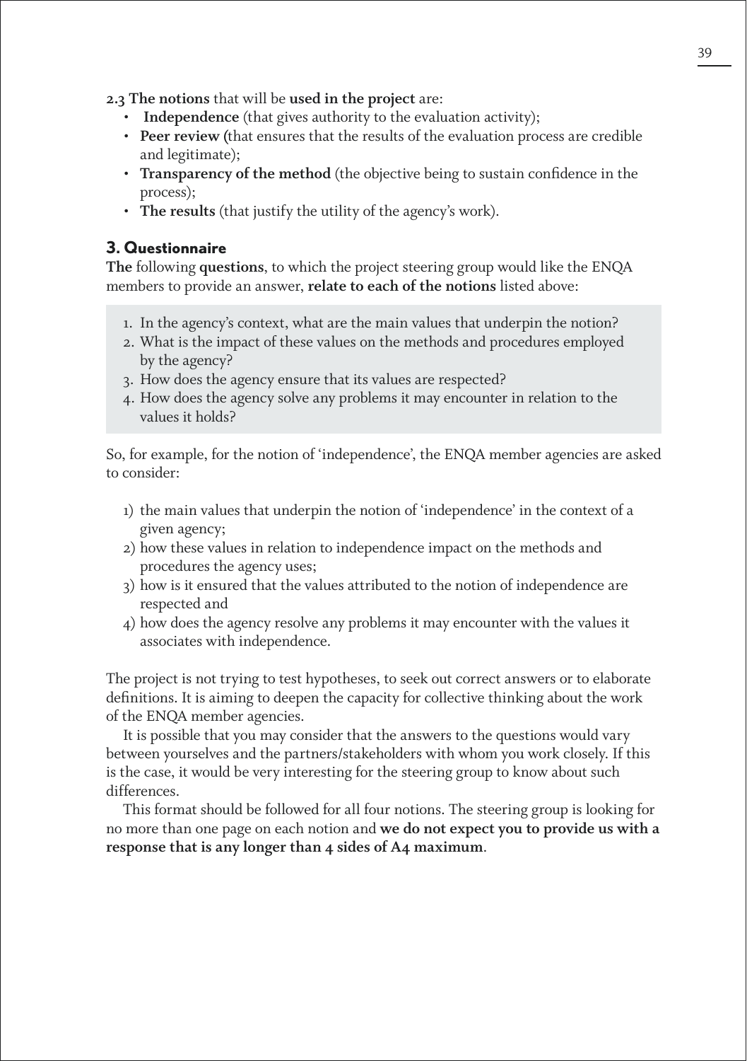**2.3 The notions** that will be **used in the project** are:

- **Independence** (that gives authority to the evaluation activity);
- **Peer review (**that ensures that the results of the evaluation process are credible and legitimate);
- **Transparency of the method** (the objective being to sustain confidence in the process);
- **The results** (that justify the utility of the agency's work).

## 3. Questionnaire

**The** following **questions**, to which the project steering group would like the ENQA members to provide an answer, **relate to each of the notions** listed above:

1. In the agency's context, what are the main values that underpin the notion?
2. What is the impact of these values on the methods and procedures employed by the agency?
3. How does the agency ensure that its values are respected?
4. How does the agency solve any problems it may encounter in relation to the values it holds?

So, for example, for the notion of 'independence', the ENQA member agencies are asked to consider:

1) the main values that underpin the notion of 'independence' in the context of a given agency;
2) how these values in relation to independence impact on the methods and procedures the agency uses;
3) how is it ensured that the values attributed to the notion of independence are respected and
4) how does the agency resolve any problems it may encounter with the values it associates with independence.

The project is not trying to test hypotheses, to seek out correct answers or to elaborate definitions. It is aiming to deepen the capacity for collective thinking about the work of the ENQA member agencies.

It is possible that you may consider that the answers to the questions would vary between yourselves and the partners/stakeholders with whom you work closely. If this is the case, it would be very interesting for the steering group to know about such differences.

This format should be followed for all four notions. The steering group is looking for no more than one page on each notion and **we do not expect you to provide us with a response that is any longer than 4 sides of A4 maximum**.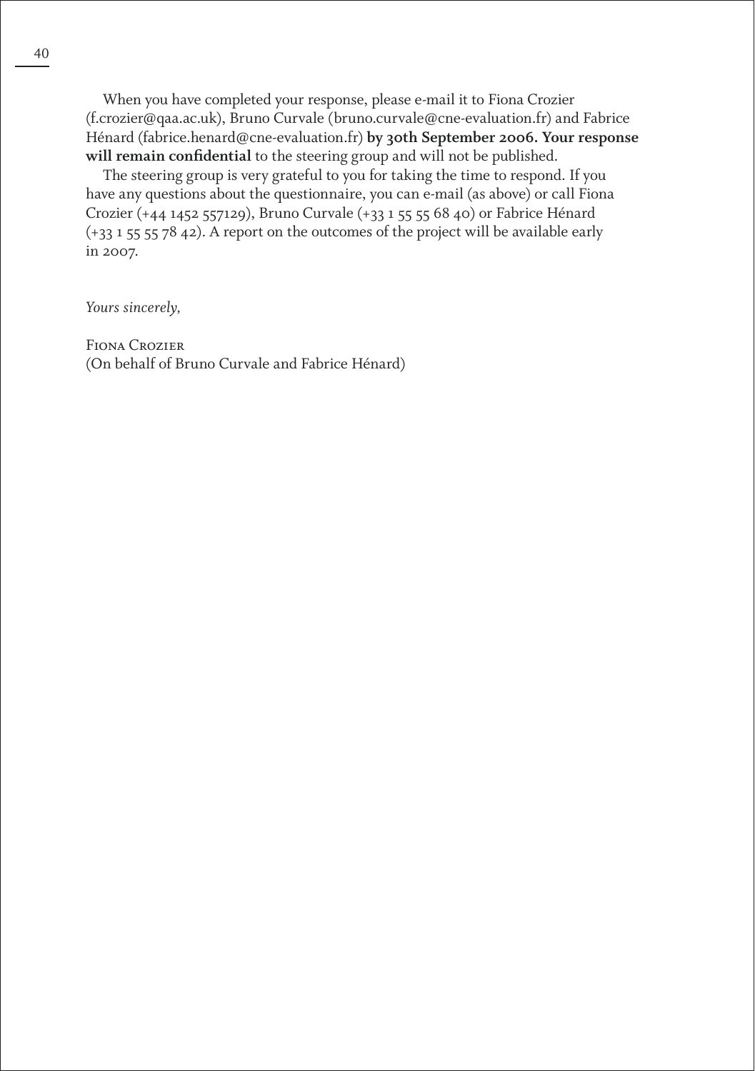When you have completed your response, please e-mail it to Fiona Crozier (f.crozier@qaa.ac.uk), Bruno Curvale (bruno.curvale@cne-evaluation.fr) and Fabrice Hénard (fabrice.henard@cne-evaluation.fr) **by 30th September 2006. Your response will remain confidential** to the steering group and will not be published.

The steering group is very grateful to you for taking the time to respond. If you have any questions about the questionnaire, you can e-mail (as above) or call Fiona Crozier (+44 1452 557129), Bruno Curvale (+33 1 55 55 68 40) or Fabrice Hénard (+33 1 55 55 78 42). A report on the outcomes of the project will be available early in 2007.

*Yours sincerely,*

Fiona Crozier
(On behalf of Bruno Curvale and Fabrice Hénard)